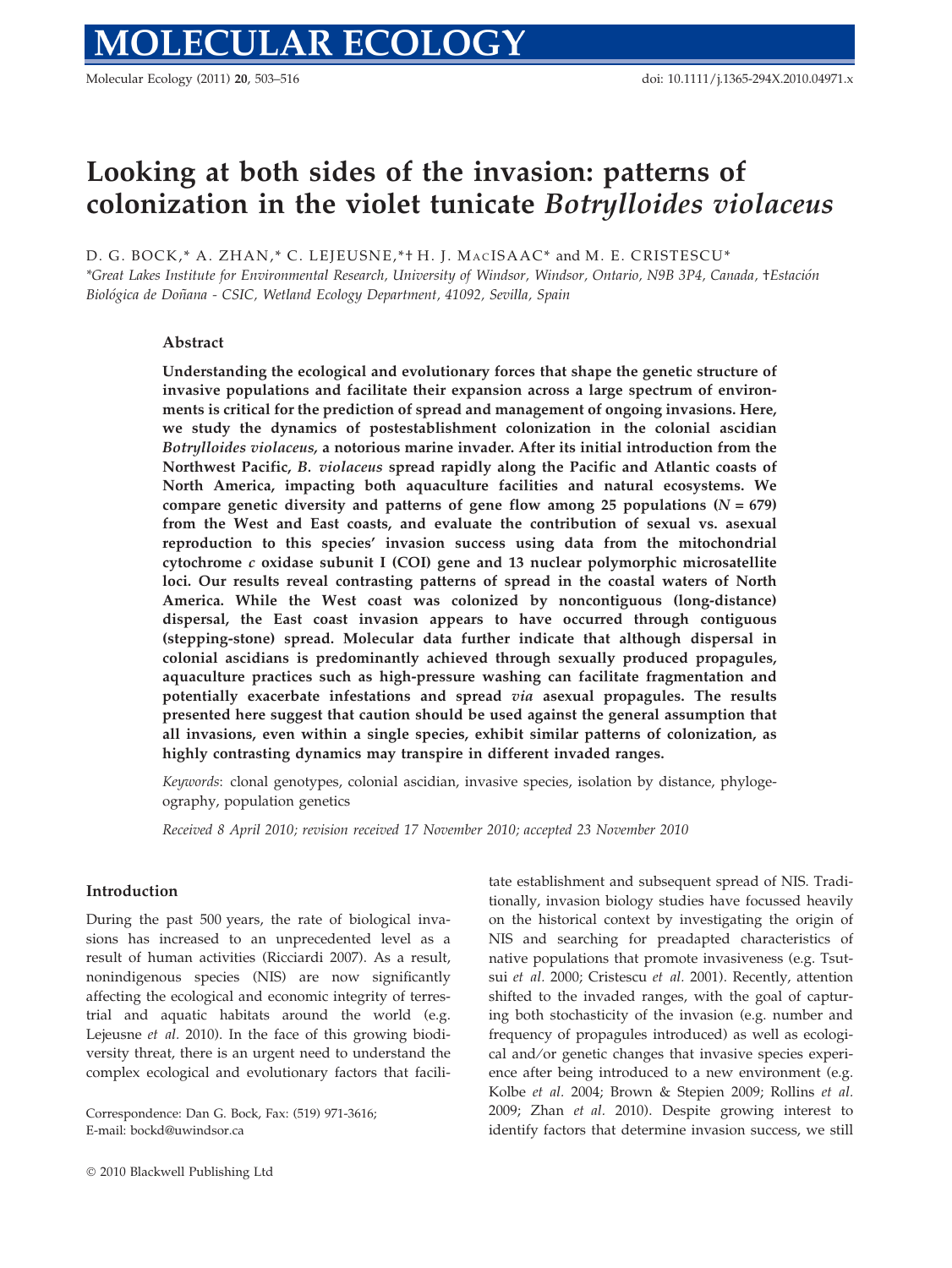# Looking at both sides of the invasion: patterns of colonization in the violet tunicate *Botrylloides violaceus*

D. G. BOCK,* A. ZHAN,* C. LEJEUSNE,*† H. J. MacISAAC* and M. E. CRISTESCU*

*Great Lakes Institute for Environmental Research, University of Windsor, Windsor, Ontario, N9B 3P4, Canada, †Estación Biológica de Doñana - CSIC, Wetland Ecology Department, 41092, Sevilla, Spain

## Abstract

**Understanding the ecological and evolutionary forces that shape the genetic structure of invasive populations and facilitate their expansion across a large spectrum of environments is critical for the prediction of spread and management of ongoing invasions. Here, we study the dynamics of postestablishment colonization in the colonial ascidian *Botrylloides violaceus*, a notorious marine invader. After its initial introduction from the Northwest Pacific, *B. violaceus* spread rapidly along the Pacific and Atlantic coasts of North America, impacting both aquaculture facilities and natural ecosystems. We compare genetic diversity and patterns of gene flow among 25 populations (*N* = 679) from the West and East coasts, and evaluate the contribution of sexual vs. asexual reproduction to this species' invasion success using data from the mitochondrial cytochrome *c* oxidase subunit I (COI) gene and 13 nuclear polymorphic microsatellite loci. Our results reveal contrasting patterns of spread in the coastal waters of North America. While the West coast was colonized by noncontiguous (long-distance) dispersal, the East coast invasion appears to have occurred through contiguous (stepping-stone) spread. Molecular data further indicate that although dispersal in colonial ascidians is predominantly achieved through sexually produced propagules, aquaculture practices such as high-pressure washing can facilitate fragmentation and potentially exacerbate infestations and spread *via* asexual propagules. The results presented here suggest that caution should be used against the general assumption that all invasions, even within a single species, exhibit similar patterns of colonization, as highly contrasting dynamics may transpire in different invaded ranges.**

*Keywords*: clonal genotypes, colonial ascidian, invasive species, isolation by distance, phylogeography, population genetics

*Received 8 April 2010; revision received 17 November 2010; accepted 23 November 2010*

## Introduction

During the past 500 years, the rate of biological invasions has increased to an unprecedented level as a result of human activities (Ricciardi 2007). As a result, nonindigenous species (NIS) are now significantly affecting the ecological and economic integrity of terrestrial and aquatic habitats around the world (e.g. Lejeusne *et al.* 2010). In the face of this growing biodiversity threat, there is an urgent need to understand the complex ecological and evolutionary factors that facilitate establishment and subsequent spread of NIS. Traditionally, invasion biology studies have focussed heavily on the historical context by investigating the origin of NIS and searching for preadapted characteristics of native populations that promote invasiveness (e.g. Tsutsui *et al.* 2000; Cristescu *et al.* 2001). Recently, attention shifted to the invaded ranges, with the goal of capturing both stochasticity of the invasion (e.g. number and frequency of propagules introduced) as well as ecological and/or genetic changes that invasive species experience after being introduced to a new environment (e.g. Kolbe *et al.* 2004; Brown & Stepien 2009; Rollins *et al.* 2009; Zhan *et al.* 2010). Despite growing interest to identify factors that determine invasion success, we still

Correspondence: Dan G. Bock, Fax: (519) 971-3616; E-mail: bockd@uwindsor.ca

© 2010 Blackwell Publishing Ltd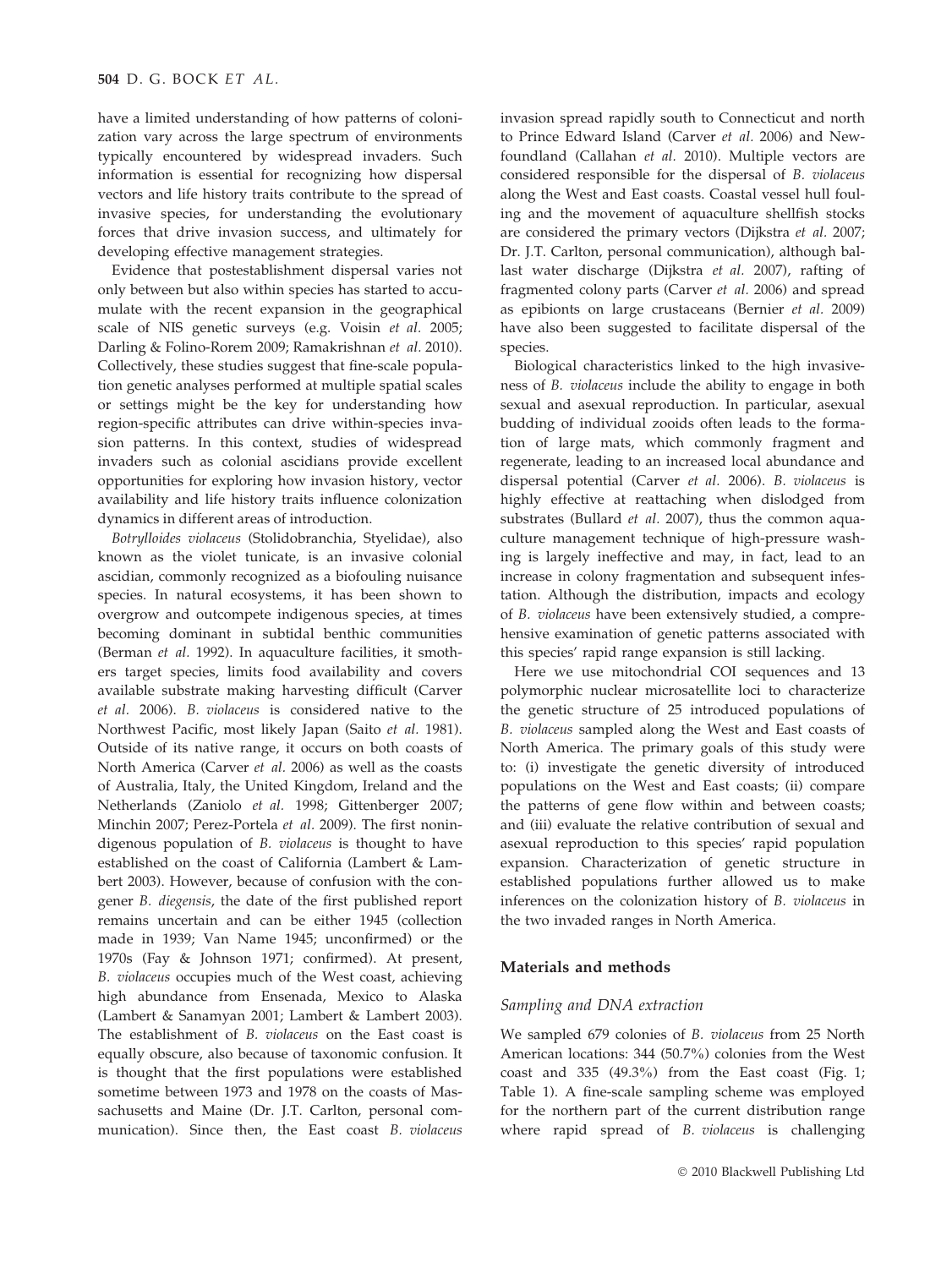have a limited understanding of how patterns of colonization vary across the large spectrum of environments typically encountered by widespread invaders. Such information is essential for recognizing how dispersal vectors and life history traits contribute to the spread of invasive species, for understanding the evolutionary forces that drive invasion success, and ultimately for developing effective management strategies.

Evidence that postestablishment dispersal varies not only between but also within species has started to accumulate with the recent expansion in the geographical scale of NIS genetic surveys (e.g. Voisin *et al.* 2005; Darling & Folino-Rorem 2009; Ramakrishnan *et al.* 2010). Collectively, these studies suggest that fine-scale population genetic analyses performed at multiple spatial scales or settings might be the key for understanding how region-specific attributes can drive within-species invasion patterns. In this context, studies of widespread invaders such as colonial ascidians provide excellent opportunities for exploring how invasion history, vector availability and life history traits influence colonization dynamics in different areas of introduction.

*Botrylloides violaceus* (Stolidobranchia, Styelidae), also known as the violet tunicate, is an invasive colonial ascidian, commonly recognized as a biofouling nuisance species. In natural ecosystems, it has been shown to overgrow and outcompete indigenous species, at times becoming dominant in subtidal benthic communities (Berman *et al.* 1992). In aquaculture facilities, it smothers target species, limits food availability and covers available substrate making harvesting difficult (Carver *et al.* 2006). *B. violaceus* is considered native to the Northwest Pacific, most likely Japan (Saito *et al.* 1981). Outside of its native range, it occurs on both coasts of North America (Carver *et al.* 2006) as well as the coasts of Australia, Italy, the United Kingdom, Ireland and the Netherlands (Zaniolo *et al.* 1998; Gittenberger 2007; Minchin 2007; Perez-Portela *et al.* 2009). The first nonindigenous population of *B. violaceus* is thought to have established on the coast of California (Lambert & Lambert 2003). However, because of confusion with the congener *B. diegensis*, the date of the first published report remains uncertain and can be either 1945 (collection made in 1939; Van Name 1945; unconfirmed) or the 1970s (Fay & Johnson 1971; confirmed). At present, *B. violaceus* occupies much of the West coast, achieving high abundance from Ensenada, Mexico to Alaska (Lambert & Sanamyan 2001; Lambert & Lambert 2003). The establishment of *B. violaceus* on the East coast is equally obscure, also because of taxonomic confusion. It is thought that the first populations were established sometime between 1973 and 1978 on the coasts of Massachusetts and Maine (Dr. J.T. Carlton, personal communication). Since then, the East coast *B. violaceus* invasion spread rapidly south to Connecticut and north to Prince Edward Island (Carver *et al.* 2006) and Newfoundland (Callahan *et al.* 2010). Multiple vectors are considered responsible for the dispersal of *B. violaceus* along the West and East coasts. Coastal vessel hull fouling and the movement of aquaculture shellfish stocks are considered the primary vectors (Dijkstra *et al.* 2007; Dr. J.T. Carlton, personal communication), although ballast water discharge (Dijkstra *et al.* 2007), rafting of fragmented colony parts (Carver *et al.* 2006) and spread as epibionts on large crustaceans (Bernier *et al.* 2009) have also been suggested to facilitate dispersal of the species.

Biological characteristics linked to the high invasiveness of *B. violaceus* include the ability to engage in both sexual and asexual reproduction. In particular, asexual budding of individual zooids often leads to the formation of large mats, which commonly fragment and regenerate, leading to an increased local abundance and dispersal potential (Carver *et al.* 2006). *B. violaceus* is highly effective at reattaching when dislodged from substrates (Bullard *et al.* 2007), thus the common aquaculture management technique of high-pressure washing is largely ineffective and may, in fact, lead to an increase in colony fragmentation and subsequent infestation. Although the distribution, impacts and ecology of *B. violaceus* have been extensively studied, a comprehensive examination of genetic patterns associated with this species' rapid range expansion is still lacking.

Here we use mitochondrial COI sequences and 13 polymorphic nuclear microsatellite loci to characterize the genetic structure of 25 introduced populations of *B. violaceus* sampled along the West and East coasts of North America. The primary goals of this study were to: (i) investigate the genetic diversity of introduced populations on the West and East coasts; (ii) compare the patterns of gene flow within and between coasts; and (iii) evaluate the relative contribution of sexual and asexual reproduction to this species' rapid population expansion. Characterization of genetic structure in established populations further allowed us to make inferences on the colonization history of *B. violaceus* in the two invaded ranges in North America.

## Materials and methods

### Sampling and DNA extraction

We sampled 679 colonies of *B. violaceus* from 25 North American locations: 344 (50.7%) colonies from the West coast and 335 (49.3%) from the East coast (Fig. 1; Table 1). A fine-scale sampling scheme was employed for the northern part of the current distribution range where rapid spread of *B. violaceus* is challenging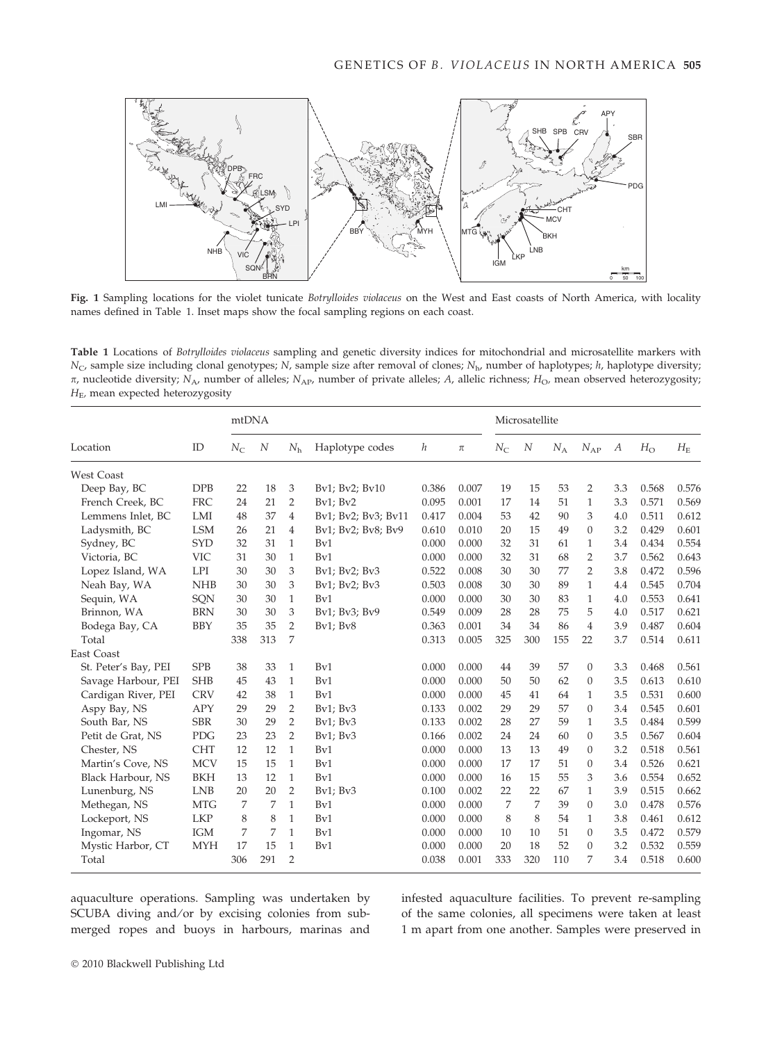**Fig. 1** Sampling locations for the violet tunicate *Botrylloides violaceus* on the West and East coasts of North America, with locality names defined in Table 1. Inset maps show the focal sampling regions on each coast.

**Table 1** Locations of *Botrylloides violaceus* sampling and genetic diversity indices for mitochondrial and microsatellite markers with $N_C$, sample size including clonal genotypes; $N$, sample size after removal of clones; $N_h$, number of haplotypes; $h$, haplotype diversity; $\pi$, nucleotide diversity; $N_A$, number of alleles; $N_{AP}$, number of private alleles; $A$, allelic richness; $H_O$, mean observed heterozygosity; $H_E$, mean expected heterozygosity

| | | mtDNA | | | | | | Microsatellite | | | | | | |
|---|---|---|---|---|---|---|---|---|---|---|---|---|---|---|
| Location | ID | $N_C$ | $N$ | $N_h$ | Haplotype codes | $h$ | $\pi$ | $N_C$ | $N$ | $N_A$ | $N_{AP}$ | $A$ | $H_O$ | $H_E$ |
| West Coast | | | | | | | | | | | | | | |
| Deep Bay, BC | DPB | 22 | 18 | 3 | Bv1; Bv2; Bv10 | 0.386 | 0.007 | 19 | 15 | 53 | 2 | 3.3 | 0.568 | 0.576 |
| French Creek, BC | FRC | 24 | 21 | 2 | Bv1; Bv2 | 0.095 | 0.001 | 17 | 14 | 51 | 1 | 3.3 | 0.571 | 0.569 |
| Lemmens Inlet, BC | LMI | 48 | 37 | 4 | Bv1; Bv2; Bv3; Bv11 | 0.417 | 0.004 | 53 | 42 | 90 | 3 | 4.0 | 0.511 | 0.612 |
| Ladysmith, BC | LSM | 26 | 21 | 4 | Bv1; Bv2; Bv8; Bv9 | 0.610 | 0.010 | 20 | 15 | 49 | 0 | 3.2 | 0.429 | 0.601 |
| Sydney, BC | SYD | 32 | 31 | 1 | Bv1 | 0.000 | 0.000 | 32 | 31 | 61 | 1 | 3.4 | 0.434 | 0.554 |
| Victoria, BC | VIC | 31 | 30 | 1 | Bv1 | 0.000 | 0.000 | 32 | 31 | 68 | 2 | 3.7 | 0.562 | 0.643 |
| Lopez Island, WA | LPI | 30 | 30 | 3 | Bv1; Bv2; Bv3 | 0.522 | 0.008 | 30 | 30 | 77 | 2 | 3.8 | 0.472 | 0.596 |
| Neah Bay, WA | NHB | 30 | 30 | 3 | Bv1; Bv2; Bv3 | 0.503 | 0.008 | 30 | 30 | 89 | 1 | 4.4 | 0.545 | 0.704 |
| Sequin, WA | SQN | 30 | 30 | 1 | Bv1 | 0.000 | 0.000 | 30 | 30 | 83 | 1 | 4.0 | 0.553 | 0.641 |
| Brinnon, WA | BRN | 30 | 30 | 3 | Bv1; Bv3; Bv9 | 0.549 | 0.009 | 28 | 28 | 75 | 5 | 4.0 | 0.517 | 0.621 |
| Bodega Bay, CA | BBY | 35 | 35 | 2 | Bv1; Bv8 | 0.363 | 0.001 | 34 | 34 | 86 | 4 | 3.9 | 0.487 | 0.604 |
| Total | | 338 | 313 | 7 | | 0.313 | 0.005 | 325 | 300 | 155 | 22 | 3.7 | 0.514 | 0.611 |
| East Coast | | | | | | | | | | | | | | |
| St. Peter's Bay, PEI | SPB | 38 | 33 | 1 | Bv1 | 0.000 | 0.000 | 44 | 39 | 57 | 0 | 3.3 | 0.468 | 0.561 |
| Savage Harbour, PEI | SHB | 45 | 43 | 1 | Bv1 | 0.000 | 0.000 | 50 | 50 | 62 | 0 | 3.5 | 0.613 | 0.610 |
| Cardigan River, PEI | CRV | 42 | 38 | 1 | Bv1 | 0.000 | 0.000 | 45 | 41 | 64 | 1 | 3.5 | 0.531 | 0.600 |
| Aspy Bay, NS | APY | 29 | 29 | 2 | Bv1; Bv3 | 0.133 | 0.002 | 29 | 29 | 57 | 0 | 3.4 | 0.545 | 0.601 |
| South Bar, NS | SBR | 30 | 29 | 2 | Bv1; Bv3 | 0.133 | 0.002 | 28 | 27 | 59 | 1 | 3.5 | 0.484 | 0.599 |
| Petit de Grat, NS | PDG | 23 | 23 | 2 | Bv1; Bv3 | 0.166 | 0.002 | 24 | 24 | 60 | 0 | 3.5 | 0.567 | 0.604 |
| Chester, NS | CHT | 12 | 12 | 1 | Bv1 | 0.000 | 0.000 | 13 | 13 | 49 | 0 | 3.2 | 0.518 | 0.561 |
| Martin's Cove, NS | MCV | 15 | 15 | 1 | Bv1 | 0.000 | 0.000 | 17 | 17 | 51 | 0 | 3.4 | 0.526 | 0.621 |
| Black Harbour, NS | BKH | 13 | 12 | 1 | Bv1 | 0.000 | 0.000 | 16 | 15 | 55 | 3 | 3.6 | 0.554 | 0.652 |
| Lunenburg, NS | LNB | 20 | 20 | 2 | Bv1; Bv3 | 0.100 | 0.002 | 22 | 22 | 67 | 1 | 3.9 | 0.515 | 0.662 |
| Methegan, NS | MTG | 7 | 7 | 1 | Bv1 | 0.000 | 0.000 | 7 | 7 | 39 | 0 | 3.0 | 0.478 | 0.576 |
| Lockeport, NS | LKP | 8 | 8 | 1 | Bv1 | 0.000 | 0.000 | 8 | 8 | 54 | 1 | 3.8 | 0.461 | 0.612 |
| Ingomar, NS | IGM | 7 | 7 | 1 | Bv1 | 0.000 | 0.000 | 10 | 10 | 51 | 0 | 3.5 | 0.472 | 0.579 |
| Mystic Harbor, CT | MYH | 17 | 15 | 1 | Bv1 | 0.000 | 0.000 | 20 | 18 | 52 | 0 | 3.2 | 0.532 | 0.559 |
| Total | | 306 | 291 | 2 | | 0.038 | 0.001 | 333 | 320 | 110 | 7 | 3.4 | 0.518 | 0.600 |

aquaculture operations. Sampling was undertaken by SCUBA diving and/or by excising colonies from submerged ropes and buoys in harbours, marinas and infested aquaculture facilities. To prevent re-sampling of the same colonies, all specimens were taken at least 1 m apart from one another. Samples were preserved in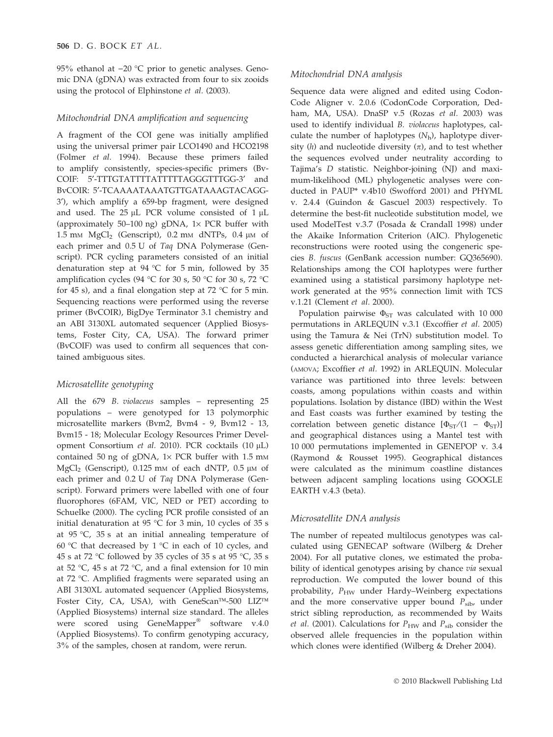95% ethanol at −20 °C prior to genetic analyses. Genomic DNA (gDNA) was extracted from four to six zooids using the protocol of Elphinstone *et al.* (2003).

### *Mitochondrial DNA amplification and sequencing*

A fragment of the COI gene was initially amplified using the universal primer pair LCO1490 and HCO2198 (Folmer *et al.* 1994). Because these primers failed to amplify consistently, species-specific primers (BvCOIF: 5′-TTTGTATTTTATTTTTAGGGTTTGG-3′ and BvCOIR: 5′-TCAAAATAAATGTTGATAAAGTACAGG-3′), which amplify a 659-bp fragment, were designed and used. The 25 μL PCR volume consisted of 1 μL (approximately 50–100 ng) gDNA, 1× PCR buffer with 1.5 mM $MgCl_2$ (Genscript), 0.2 mM dNTPs, 0.4 μM of each primer and 0.5 U of *Taq* DNA Polymerase (Genscript). PCR cycling parameters consisted of an initial denaturation step at 94 °C for 5 min, followed by 35 amplification cycles (94 °C for 30 s, 50 °C for 30 s, 72 °C for 45 s), and a final elongation step at 72 °C for 5 min. Sequencing reactions were performed using the reverse primer (BvCOIR), BigDye Terminator 3.1 chemistry and an ABI 3130XL automated sequencer (Applied Biosystems, Foster City, CA, USA). The forward primer (BvCOIF) was used to confirm all sequences that contained ambiguous sites.

### *Microsatellite genotyping*

All the 679 *B. violaceus* samples – representing 25 populations – were genotyped for 13 polymorphic microsatellite markers (Bvm2, Bvm4 - 9, Bvm12 - 13, Bvm15 - 18; Molecular Ecology Resources Primer Development Consortium *et al.* 2010). PCR cocktails (10 μL) contained 50 ng of gDNA, 1× PCR buffer with 1.5 mM $MgCl_2$ (Genscript), 0.125 mM of each dNTP, 0.5 μM of each primer and 0.2 U of *Taq* DNA Polymerase (Genscript). Forward primers were labelled with one of four fluorophores (6FAM, VIC, NED or PET) according to Schuelke (2000). The cycling PCR profile consisted of an initial denaturation at 95 °C for 3 min, 10 cycles of 35 s at 95 °C, 35 s at an initial annealing temperature of 60 °C that decreased by 1 °C in each of 10 cycles, and 45 s at 72 °C followed by 35 cycles of 35 s at 95 °C, 35 s at 52 °C, 45 s at 72 °C, and a final extension for 10 min at 72 °C. Amplified fragments were separated using an ABI 3130XL automated sequencer (Applied Biosystems, Foster City, CA, USA), with GeneScan™-500 LIZ™ (Applied Biosystems) internal size standard. The alleles were scored using GeneMapper® software v.4.0 (Applied Biosystems). To confirm genotyping accuracy, 3% of the samples, chosen at random, were rerun.

### *Mitochondrial DNA analysis*

Sequence data were aligned and edited using CodonCode Aligner v. 2.0.6 (CodonCode Corporation, Dedham, MA, USA). DnaSP v.5 (Rozas *et al.* 2003) was used to identify individual *B. violaceus* haplotypes, calculate the number of haplotypes ($N_h$), haplotype diversity ($h$) and nucleotide diversity ($\pi$), and to test whether the sequences evolved under neutrality according to Tajima's $D$ statistic. Neighbor-joining (NJ) and maximum-likelihood (ML) phylogenetic analyses were conducted in PAUP* v.4b10 (Swofford 2001) and PHYML v. 2.4.4 (Guindon & Gascuel 2003) respectively. To determine the best-fit nucleotide substitution model, we used ModelTest v.3.7 (Posada & Crandall 1998) under the Akaike Information Criterion (AIC). Phylogenetic reconstructions were rooted using the congeneric species *B. fuscus* (GenBank accession number: GQ365690). Relationships among the COI haplotypes were further examined using a statistical parsimony haplotype network generated at the 95% connection limit with TCS v.1.21 (Clement *et al.* 2000).

Population pairwise $\Phi_{ST}$ was calculated with 10 000 permutations in ARLEQUIN v.3.1 (Excoffier *et al.* 2005) using the Tamura & Nei (TrN) substitution model. To assess genetic differentiation among sampling sites, we conducted a hierarchical analysis of molecular variance (AMOVA; Excoffier *et al.* 1992) in ARLEQUIN. Molecular variance was partitioned into three levels: between coasts, among populations within coasts and within populations. Isolation by distance (IBD) within the West and East coasts was further examined by testing the correlation between genetic distance [$\Phi_{ST}/(1 - \Phi_{ST})$] and geographical distances using a Mantel test with 10 000 permutations implemented in GENEPOP v. 3.4 (Raymond & Rousset 1995). Geographical distances were calculated as the minimum coastline distances between adjacent sampling locations using GOOGLE EARTH v.4.3 (beta).

### *Microsatellite DNA analysis*

The number of repeated multilocus genotypes was calculated using GENECAP software (Wilberg & Dreher 2004). For all putative clones, we estimated the probability of identical genotypes arising by chance *via* sexual reproduction. We computed the lower bound of this probability, $P_{HW}$ under Hardy–Weinberg expectations and the more conservative upper bound $P_{sib}$, under strict sibling reproduction, as recommended by Waits *et al.* (2001). Calculations for $P_{HW}$ and $P_{sib}$ consider the observed allele frequencies in the population within which clones were identified (Wilberg & Dreher 2004).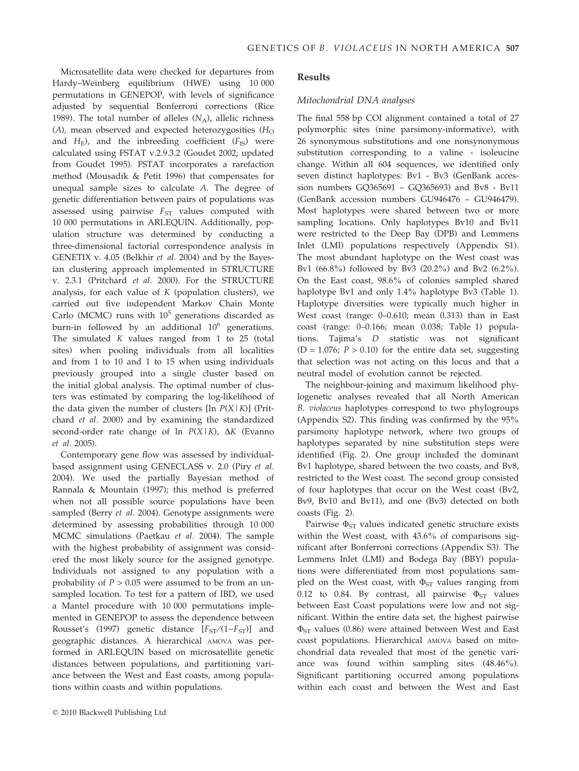Microsatellite data were checked for departures from Hardy–Weinberg equilibrium (HWE) using 10 000 permutations in GENEPOP, with levels of significance adjusted by sequential Bonferroni corrections (Rice 1989). The total number of alleles ($N_A$), allelic richness ($A$), mean observed and expected heterozygosities ($H_O$ and $H_E$), and the inbreeding coefficient ($F_{IS}$) were calculated using FSTAT v.2.9.3.2 (Goudet 2002; updated from Goudet 1995). FSTAT incorporates a rarefaction method (Mousadik & Petit 1996) that compensates for unequal sample sizes to calculate $A$. The degree of genetic differentiation between pairs of populations was assessed using pairwise $F_{ST}$ values computed with 10 000 permutations in ARLEQUIN. Additionally, population structure was determined by conducting a three-dimensional factorial correspondence analysis in GENETIX v. 4.05 (Belkhir *et al.* 2004) and by the Bayesian clustering approach implemented in STRUCTURE v. 2.3.1 (Pritchard *et al.* 2000). For the STRUCTURE analysis, for each value of $K$ (population clusters), we carried out five independent Markov Chain Monte Carlo (MCMC) runs with $10^5$ generations discarded as burn-in followed by an additional $10^6$ generations. The simulated $K$ values ranged from 1 to 25 (total sites) when pooling individuals from all localities and from 1 to 10 and 1 to 15 when using individuals previously grouped into a single cluster based on the initial global analysis. The optimal number of clusters was estimated by comparing the log-likelihood of the data given the number of clusters [ln $P(X|K)$] (Pritchard *et al.* 2000) and by examining the standardized second-order rate change of ln $P(X|K)$, $\Delta K$ (Evanno *et al.* 2005).

Contemporary gene flow was assessed by individual-based assignment using GENECLASS v. 2.0 (Piry *et al.* 2004). We used the partially Bayesian method of Rannala & Mountain (1997); this method is preferred when not all possible source populations have been sampled (Berry *et al.* 2004). Genotype assignments were determined by assessing probabilities through 10 000 MCMC simulations (Paetkau *et al.* 2004). The sample with the highest probability of assignment was considered the most likely source for the assigned genotype. Individuals not assigned to any population with a probability of $P > 0.05$ were assumed to be from an unsampled location. To test for a pattern of IBD, we used a Mantel procedure with 10 000 permutations implemented in GENEPOP to assess the dependence between Rousset's (1997) genetic distance [$F_{ST}/(1-F_{ST})$] and geographic distances. A hierarchical AMOVA was performed in ARLEQUIN based on microsatellite genetic distances between populations, and partitioning variance between the West and East coasts, among populations within coasts and within populations.

## Results

### Mitochondrial DNA analyses

The final 558 bp COI alignment contained a total of 27 polymorphic sites (nine parsimony-informative), with 26 synonymous substitutions and one nonsynonymous substitution corresponding to a valine - isoleucine change. Within all 604 sequences, we identified only seven distinct haplotypes: Bv1 - Bv3 (GenBank accession numbers GQ365691 – GQ365693) and Bv8 - Bv11 (GenBank accession numbers GU946476 – GU946479). Most haplotypes were shared between two or more sampling locations. Only haplotypes Bv10 and Bv11 were restricted to the Deep Bay (DPB) and Lemmens Inlet (LMI) populations respectively (Appendix S1). The most abundant haplotype on the West coast was Bv1 (66.8%) followed by Bv3 (20.2%) and Bv2 (6.2%). On the East coast, 98.6% of colonies sampled shared haplotype Bv1 and only 1.4% haplotype Bv3 (Table 1). Haplotype diversities were typically much higher in West coast (range: 0–0.610; mean 0.313) than in East coast (range: 0–0.166; mean 0.038; Table 1) populations. Tajima's $D$ statistic was not significant ($D = 1.076$; $P > 0.10$) for the entire data set, suggesting that selection was not acting on this locus and that a neutral model of evolution cannot be rejected.

The neighbour-joining and maximum likelihood phylogenetic analyses revealed that all North American *B. violaceus* haplotypes correspond to two phylogroups (Appendix S2). This finding was confirmed by the 95% parsimony haplotype network, where two groups of haplotypes separated by nine substitution steps were identified (Fig. 2). One group included the dominant Bv1 haplotype, shared between the two coasts, and Bv8, restricted to the West coast. The second group consisted of four haplotypes that occur on the West coast (Bv2, Bv9, Bv10 and Bv11), and one (Bv3) detected on both coasts (Fig. 2).

Pairwise $\Phi_{ST}$ values indicated genetic structure exists within the West coast, with 43.6% of comparisons significant after Bonferroni corrections (Appendix S3). The Lemmens Inlet (LMI) and Bodega Bay (BBY) populations were differentiated from most populations sampled on the West coast, with $\Phi_{ST}$ values ranging from 0.12 to 0.84. By contrast, all pairwise $\Phi_{ST}$ values between East Coast populations were low and not significant. Within the entire data set, the highest pairwise $\Phi_{ST}$ values (0.86) were attained between West and East coast populations. Hierarchical AMOVA based on mitochondrial data revealed that most of the genetic variance was found within sampling sites (48.46%). Significant partitioning occurred among populations within each coast and between the West and East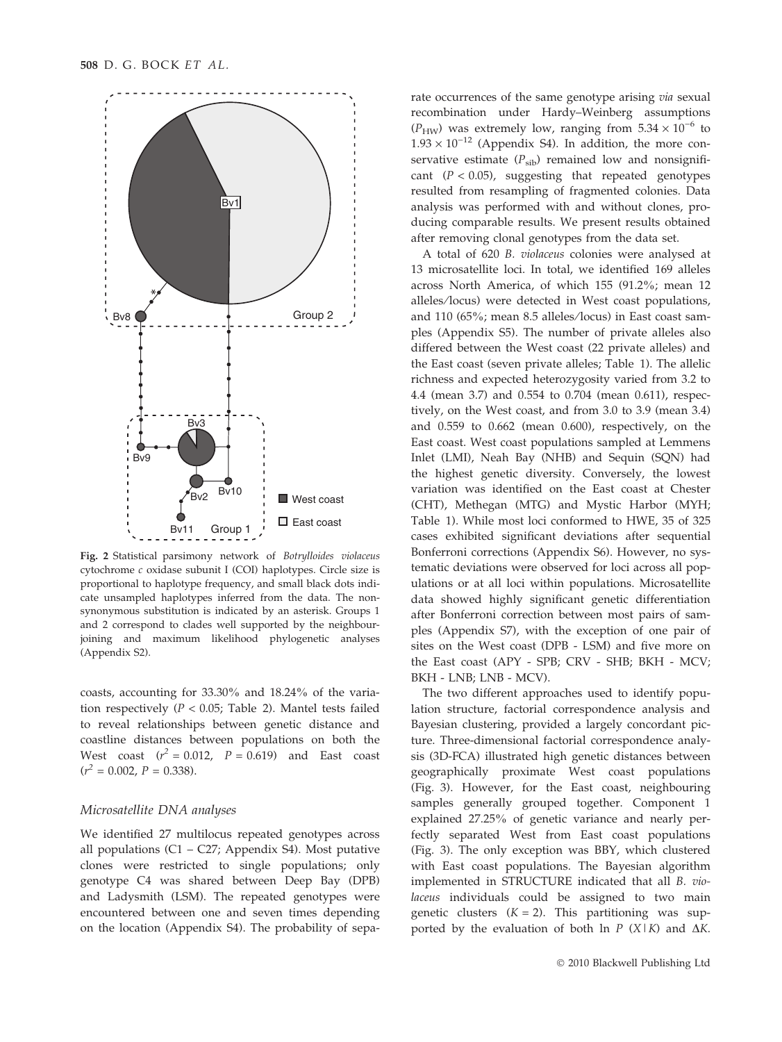Fig. 2 Statistical parsimony network of *Botrylloides violaceus* cytochrome *c* oxidase subunit I (COI) haplotypes. Circle size is proportional to haplotype frequency, and small black dots indicate unsampled haplotypes inferred from the data. The nonsynonymous substitution is indicated by an asterisk. Groups 1 and 2 correspond to clades well supported by the neighbour-joining and maximum likelihood phylogenetic analyses (Appendix S2).

coasts, accounting for 33.30% and 18.24% of the variation respectively ($P < 0.05$; Table 2). Mantel tests failed to reveal relationships between genetic distance and coastline distances between populations on both the West coast ($r^2 = 0.012$, $P = 0.619$) and East coast ($r^2 = 0.002$, $P = 0.338$).

### Microsatellite DNA analyses

We identified 27 multilocus repeated genotypes across all populations (C1 – C27; Appendix S4). Most putative clones were restricted to single populations; only genotype C4 was shared between Deep Bay (DPB) and Ladysmith (LSM). The repeated genotypes were encountered between one and seven times depending on the location (Appendix S4). The probability of separate occurrences of the same genotype arising *via* sexual recombination under Hardy–Weinberg assumptions ($P_{HW}$) was extremely low, ranging from $5.34 \times 10^{-6}$ to $1.93 \times 10^{-12}$ (Appendix S4). In addition, the more conservative estimate ($P_{sib}$) remained low and nonsignificant ($P < 0.05$), suggesting that repeated genotypes resulted from resampling of fragmented colonies. Data analysis was performed with and without clones, producing comparable results. We present results obtained after removing clonal genotypes from the data set.

A total of 620 *B. violaceus* colonies were analysed at 13 microsatellite loci. In total, we identified 169 alleles across North America, of which 155 (91.2%; mean 12 alleles/locus) were detected in West coast populations, and 110 (65%; mean 8.5 alleles/locus) in East coast samples (Appendix S5). The number of private alleles also differed between the West coast (22 private alleles) and the East coast (seven private alleles; Table 1). The allelic richness and expected heterozygosity varied from 3.2 to 4.4 (mean 3.7) and 0.554 to 0.704 (mean 0.611), respectively, on the West coast, and from 3.0 to 3.9 (mean 3.4) and 0.559 to 0.662 (mean 0.600), respectively, on the East coast. West coast populations sampled at Lemmens Inlet (LMI), Neah Bay (NHB) and Sequin (SQN) had the highest genetic diversity. Conversely, the lowest variation was identified on the East coast at Chester (CHT), Methegan (MTG) and Mystic Harbor (MYH; Table 1). While most loci conformed to HWE, 35 of 325 cases exhibited significant deviations after sequential Bonferroni corrections (Appendix S6). However, no systematic deviations were observed for loci across all populations or at all loci within populations. Microsatellite data showed highly significant genetic differentiation after Bonferroni correction between most pairs of samples (Appendix S7), with the exception of one pair of sites on the West coast (DPB - LSM) and five more on the East coast (APY - SPB; CRV - SHB; BKH - MCV; BKH - LNB; LNB - MCV).

The two different approaches used to identify population structure, factorial correspondence analysis and Bayesian clustering, provided a largely concordant picture. Three-dimensional factorial correspondence analysis (3D-FCA) illustrated high genetic distances between geographically proximate West coast populations (Fig. 3). However, for the East coast, neighbouring samples generally grouped together. Component 1 explained 27.25% of genetic variance and nearly perfectly separated West from East coast populations (Fig. 3). The only exception was BBY, which clustered with East coast populations. The Bayesian algorithm implemented in STRUCTURE indicated that all *B. violaceus* individuals could be assigned to two main genetic clusters ($K = 2$). This partitioning was supported by the evaluation of both ln $P(X|K)$ and $\Delta K$.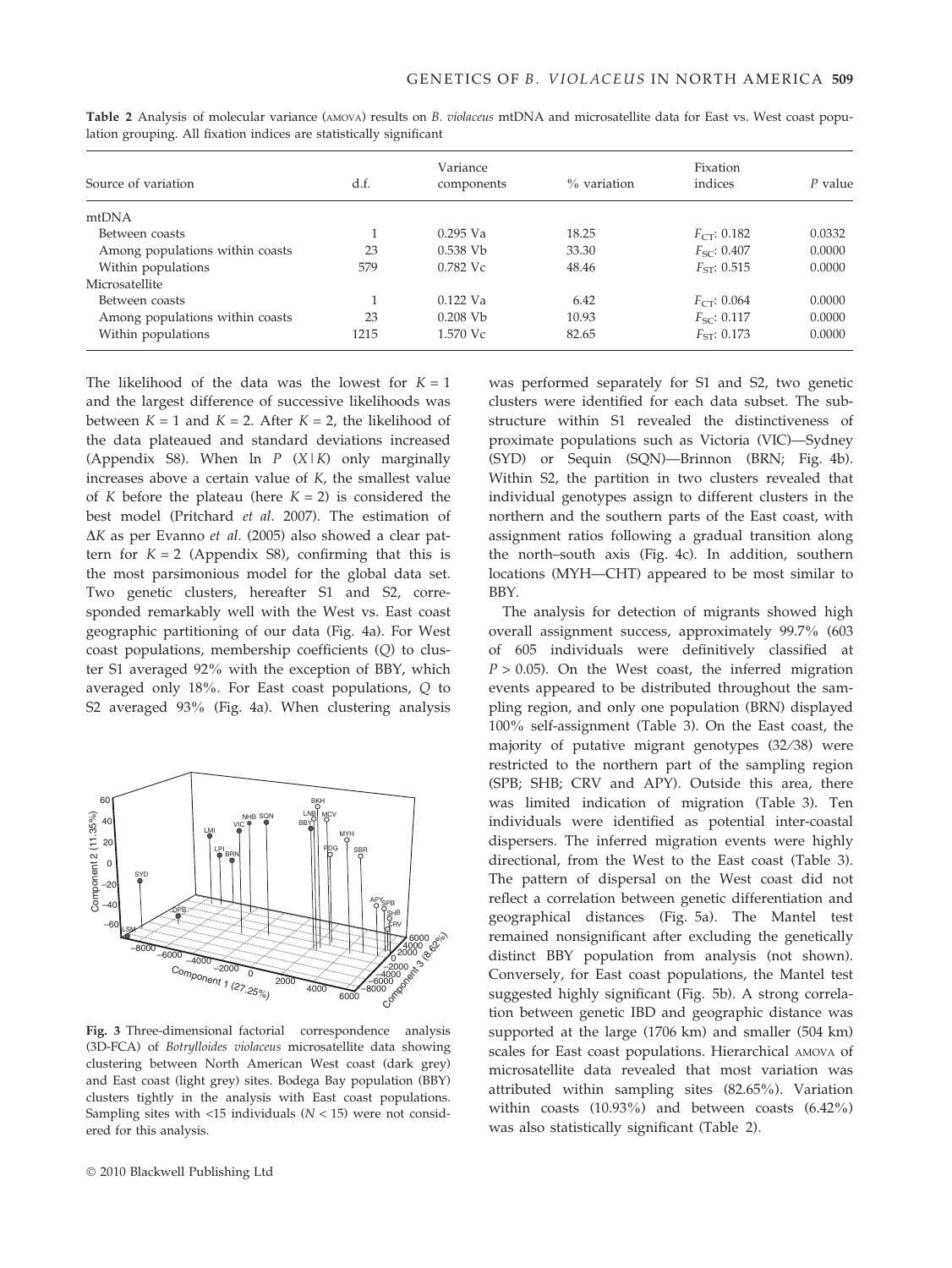**Table 2** Analysis of molecular variance (AMOVA) results on *B. violaceus* mtDNA and microsatellite data for East vs. West coast population grouping. All fixation indices are statistically significant

| Source of variation | d.f. | Variance components | % variation | Fixation indices | *P* value |
|---|---|---|---|---|---|
| mtDNA | | | | | |
| Between coasts | 1 | 0.295 Va | 18.25 | $F_{CT}$: 0.182 | 0.0332 |
| Among populations within coasts | 23 | 0.538 Vb | 33.30 | $F_{SC}$: 0.407 | 0.0000 |
| Within populations | 579 | 0.782 Vc | 48.46 | $F_{ST}$: 0.515 | 0.0000 |
| Microsatellite | | | | | |
| Between coasts | 1 | 0.122 Va | 6.42 | $F_{CT}$: 0.064 | 0.0000 |
| Among populations within coasts | 23 | 0.208 Vb | 10.93 | $F_{SC}$: 0.117 | 0.0000 |
| Within populations | 1215 | 1.570 Vc | 82.65 | $F_{ST}$: 0.173 | 0.0000 |

The likelihood of the data was the lowest for $K = 1$ and the largest difference of successive likelihoods was between $K = 1$ and $K = 2$. After $K = 2$, the likelihood of the data plateaued and standard deviations increased (Appendix S8). When ln $P$ $(X|K)$ only marginally increases above a certain value of $K$, the smallest value of $K$ before the plateau (here $K = 2$) is considered the best model (Pritchard *et al.* 2007). The estimation of $\Delta K$ as per Evanno *et al.* (2005) also showed a clear pattern for $K = 2$ (Appendix S8), confirming that this is the most parsimonious model for the global data set. Two genetic clusters, hereafter S1 and S2, corresponded remarkably well with the West vs. East coast geographic partitioning of our data (Fig. 4a). For West coast populations, membership coefficients ($Q$) to cluster S1 averaged 92% with the exception of BBY, which averaged only 18%. For East coast populations, $Q$ to S2 averaged 93% (Fig. 4a). When clustering analysis was performed separately for S1 and S2, two genetic clusters were identified for each data subset. The substructure within S1 revealed the distinctiveness of proximate populations such as Victoria (VIC)—Sydney (SYD) or Sequin (SQN)—Brinnon (BRN; Fig. 4b). Within S2, the partition in two clusters revealed that individual genotypes assign to different clusters in the northern and the southern parts of the East coast, with assignment ratios following a gradual transition along the north–south axis (Fig. 4c). In addition, southern locations (MYH—CHT) appeared to be most similar to BBY.

**Fig. 3** Three-dimensional factorial correspondence analysis (3D-FCA) of *Botrylloides violaceus* microsatellite data showing clustering between North American West coast (dark grey) and East coast (light grey) sites. Bodega Bay population (BBY) clusters tightly in the analysis with East coast populations. Sampling sites with <15 individuals ($N < 15$) were not considered for this analysis.

The analysis for detection of migrants showed high overall assignment success, approximately 99.7% (603 of 605 individuals were definitively classified at $P > 0.05$). On the West coast, the inferred migration events appeared to be distributed throughout the sampling region, and only one population (BRN) displayed 100% self-assignment (Table 3). On the East coast, the majority of putative migrant genotypes (32/38) were restricted to the northern part of the sampling region (SPB; SHB; CRV and APY). Outside this area, there was limited indication of migration (Table 3). Ten individuals were identified as potential inter-coastal dispersers. The inferred migration events were highly directional, from the West to the East coast (Table 3). The pattern of dispersal on the West coast did not reflect a correlation between genetic differentiation and geographical distances (Fig. 5a). The Mantel test remained nonsignificant after excluding the genetically distinct BBY population from analysis (not shown). Conversely, for East coast populations, the Mantel test suggested highly significant (Fig. 5b). A strong correlation between genetic IBD and geographic distance was supported at the large (1706 km) and smaller (504 km) scales for East coast populations. Hierarchical AMOVA of microsatellite data revealed that most variation was attributed within sampling sites (82.65%). Variation within coasts (10.93%) and between coasts (6.42%) was also statistically significant (Table 2).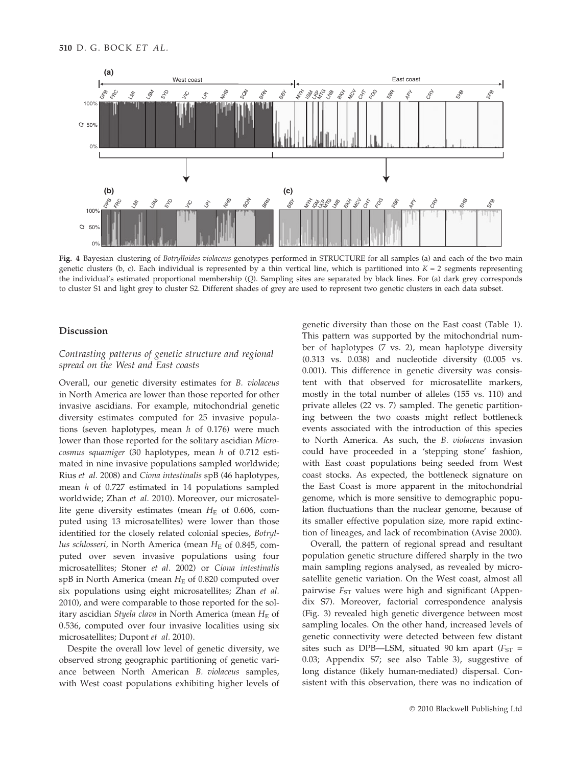**Fig. 4** Bayesian clustering of *Botrylloides violaceus* genotypes performed in STRUCTURE for all samples (a) and each of the two main genetic clusters (b, c). Each individual is represented by a thin vertical line, which is partitioned into $K = 2$ segments representing the individual's estimated proportional membership ($Q$). Sampling sites are separated by black lines. For (a) dark grey corresponds to cluster S1 and light grey to cluster S2. Different shades of grey are used to represent two genetic clusters in each data subset.

## Discussion

### Contrasting patterns of genetic structure and regional spread on the West and East coasts

Overall, our genetic diversity estimates for *B. violaceus* in North America are lower than those reported for other invasive ascidians. For example, mitochondrial genetic diversity estimates computed for 25 invasive populations (seven haplotypes, mean $h$ of 0.176) were much lower than those reported for the solitary ascidian *Microcosmus squamiger* (30 haplotypes, mean $h$ of 0.712 estimated in nine invasive populations sampled worldwide; Rius *et al.* 2008) and *Ciona intestinalis* spB (46 haplotypes, mean $h$ of 0.727 estimated in 14 populations sampled worldwide; Zhan *et al.* 2010). Moreover, our microsatellite gene diversity estimates (mean $H_E$ of 0.606, computed using 13 microsatellites) were lower than those identified for the closely related colonial species, *Botryllus schlosseri*, in North America (mean $H_E$ of 0.845, computed over seven invasive populations using four microsatellites; Stoner *et al.* 2002) or *Ciona intestinalis* spB in North America (mean $H_E$ of 0.820 computed over six populations using eight microsatellites; Zhan *et al.* 2010), and were comparable to those reported for the solitary ascidian *Styela clava* in North America (mean $H_E$ of 0.536, computed over four invasive localities using six microsatellites; Dupont *et al.* 2010).

Despite the overall low level of genetic diversity, we observed strong geographic partitioning of genetic variance between North American *B. violaceus* samples, with West coast populations exhibiting higher levels of genetic diversity than those on the East coast (Table 1). This pattern was supported by the mitochondrial number of haplotypes (7 vs. 2), mean haplotype diversity (0.313 vs. 0.038) and nucleotide diversity (0.005 vs. 0.001). This difference in genetic diversity was consistent with that observed for microsatellite markers, mostly in the total number of alleles (155 vs. 110) and private alleles (22 vs. 7) sampled. The genetic partitioning between the two coasts might reflect bottleneck events associated with the introduction of this species to North America. As such, the *B. violaceus* invasion could have proceeded in a 'stepping stone' fashion, with East coast populations being seeded from West coast stocks. As expected, the bottleneck signature on the East Coast is more apparent in the mitochondrial genome, which is more sensitive to demographic population fluctuations than the nuclear genome, because of its smaller effective population size, more rapid extinction of lineages, and lack of recombination (Avise 2000).

Overall, the pattern of regional spread and resultant population genetic structure differed sharply in the two main sampling regions analysed, as revealed by microsatellite genetic variation. On the West coast, almost all pairwise $F_{ST}$ values were high and significant (Appendix S7). Moreover, factorial correspondence analysis (Fig. 3) revealed high genetic divergence between most sampling locales. On the other hand, increased levels of genetic connectivity were detected between few distant sites such as DPB—LSM, situated 90 km apart ($F_{ST}$ = 0.03; Appendix S7; see also Table 3), suggestive of long distance (likely human-mediated) dispersal. Consistent with this observation, there was no indication of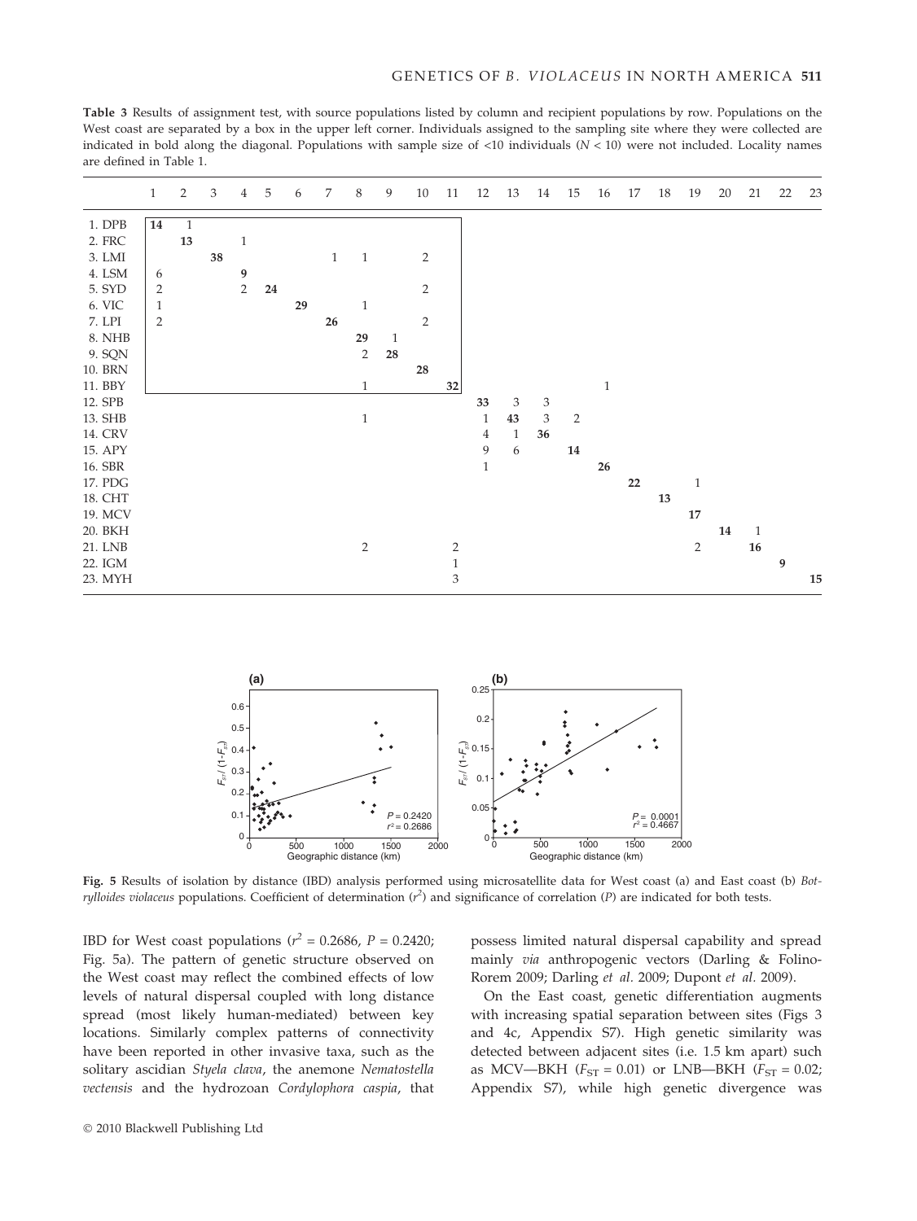**Table 3** Results of assignment test, with source populations listed by column and recipient populations by row. Populations on the West coast are separated by a box in the upper left corner. Individuals assigned to the sampling site where they were collected are indicated in bold along the diagonal. Populations with sample size of <10 individuals (N < 10) were not included. Locality names are defined in Table 1.

| | 1 | 2 | 3 | 4 | 5 | 6 | 7 | 8 | 9 | 10 | 11 | 12 | 13 | 14 | 15 | 16 | 17 | 18 | 19 | 20 | 21 | 22 | 23 |
|---|---|---|---|---|---|---|---|---|---|---|---|---|---|---|---|---|---|---|---|---|---|---|---|
| 1. DPB | **14** | 1 | | | | | | | | | | | | | | | | | | | | | |
| 2. FRC | | **13** | | 1 | | | | | | | | | | | | | | | | | | | |
| 3. LMI | | | **38** | | | | 1 | 1 | | 2 | | | | | | | | | | | | | |
| 4. LSM | 6 | | | **9** | | | | | | | | | | | | | | | | | | | |
| 5. SYD | 2 | | | 2 | **24** | | | | | 2 | | | | | | | | | | | | | |
| 6. VIC | 1 | | | | | **29** | | 1 | | | | | | | | | | | | | | | |
| 7. LPI | 2 | | | | | | **26** | | | 2 | | | | | | | | | | | | | |
| 8. NHB | | | | | | | | **29** | 1 | | | | | | | | | | | | | | |
| 9. SQN | | | | | | | | 2 | **28** | | | | | | | | | | | | | | |
| 10. BRN | | | | | | | | | | **28** | | | | | | | | | | | | | |
| 11. BBY | | | | | | | | 1 | | | **32** | | | | | 1 | | | | | | | |
| 12. SPB | | | | | | | | | | | | **33** | 3 | 3 | | | | | | | | | |
| 13. SHB | | | | | | | | 1 | | | | 1 | **43** | 3 | 2 | | | | | | | | |
| 14. CRV | | | | | | | | | | | | 4 | 1 | **36** | | | | | | | | | |
| 15. APY | | | | | | | | | | | | 9 | 6 | | **14** | | | | | | | | |
| 16. SBR | | | | | | | | | | | | 1 | | | | **26** | | | | | | | |
| 17. PDG | | | | | | | | | | | | | | | | | **22** | | 1 | | | | |
| 18. CHT | | | | | | | | | | | | | | | | | | **13** | | | | | |
| 19. MCV | | | | | | | | | | | | | | | | | | | **17** | | | | |
| 20. BKH | | | | | | | | | | | | | | | | | | | | **14** | 1 | | |
| 21. LNB | | | | | | | | 2 | | | 2 | | | | | | | | 2 | | **16** | | |
| 22. IGM | | | | | | | | | | | 1 | | | | | | | | | | | **9** | |
| 23. MYH | | | | | | | | | | | 3 | | | | | | | | | | | | **15** |

**Fig. 5** Results of isolation by distance (IBD) analysis performed using microsatellite data for West coast (a) and East coast (b) *Botrylloides violaceus* populations. Coefficient of determination ($r^2$) and significance of correlation (*P*) are indicated for both tests.

IBD for West coast populations ($r^2 = 0.2686$, $P = 0.2420$; Fig. 5a). The pattern of genetic structure observed on the West coast may reflect the combined effects of low levels of natural dispersal coupled with long distance spread (most likely human-mediated) between key locations. Similarly complex patterns of connectivity have been reported in other invasive taxa, such as the solitary ascidian *Styela clava*, the anemone *Nematostella vectensis* and the hydrozoan *Cordylophora caspia*, that possess limited natural dispersal capability and spread mainly *via* anthropogenic vectors (Darling & Folino-Rorem 2009; Darling *et al.* 2009; Dupont *et al.* 2009).

On the East coast, genetic differentiation augments with increasing spatial separation between sites (Figs 3 and 4c, Appendix S7). High genetic similarity was detected between adjacent sites (i.e. 1.5 km apart) such as MCV—BKH ($F_{ST} = 0.01$) or LNB—BKH ($F_{ST} = 0.02$; Appendix S7), while high genetic divergence was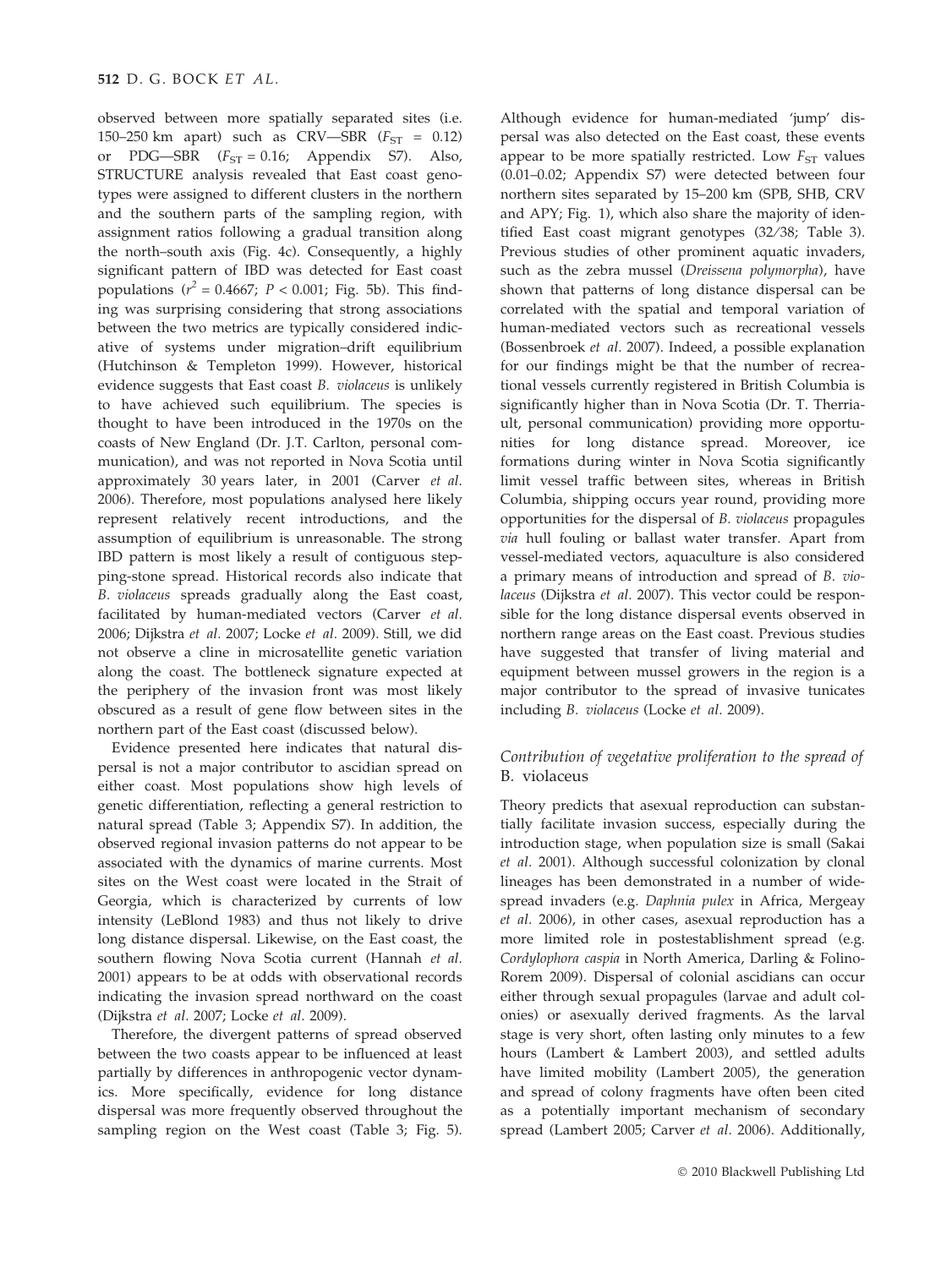observed between more spatially separated sites (i.e. 150–250 km apart) such as CRV—SBR ($F_{ST}$ = 0.12) or PDG—SBR ($F_{ST}$ = 0.16; Appendix S7). Also, STRUCTURE analysis revealed that East coast genotypes were assigned to different clusters in the northern and the southern parts of the sampling region, with assignment ratios following a gradual transition along the north–south axis (Fig. 4c). Consequently, a highly significant pattern of IBD was detected for East coast populations ($r^2$ = 0.4667; $P < 0.001$; Fig. 5b). This finding was surprising considering that strong associations between the two metrics are typically considered indicative of systems under migration–drift equilibrium (Hutchinson & Templeton 1999). However, historical evidence suggests that East coast *B. violaceus* is unlikely to have achieved such equilibrium. The species is thought to have been introduced in the 1970s on the coasts of New England (Dr. J.T. Carlton, personal communication), and was not reported in Nova Scotia until approximately 30 years later, in 2001 (Carver *et al.* 2006). Therefore, most populations analysed here likely represent relatively recent introductions, and the assumption of equilibrium is unreasonable. The strong IBD pattern is most likely a result of contiguous stepping-stone spread. Historical records also indicate that *B. violaceus* spreads gradually along the East coast, facilitated by human-mediated vectors (Carver *et al.* 2006; Dijkstra *et al.* 2007; Locke *et al.* 2009). Still, we did not observe a cline in microsatellite genetic variation along the coast. The bottleneck signature expected at the periphery of the invasion front was most likely obscured as a result of gene flow between sites in the northern part of the East coast (discussed below).

Evidence presented here indicates that natural dispersal is not a major contributor to ascidian spread on either coast. Most populations show high levels of genetic differentiation, reflecting a general restriction to natural spread (Table 3; Appendix S7). In addition, the observed regional invasion patterns do not appear to be associated with the dynamics of marine currents. Most sites on the West coast were located in the Strait of Georgia, which is characterized by currents of low intensity (LeBlond 1983) and thus not likely to drive long distance dispersal. Likewise, on the East coast, the southern flowing Nova Scotia current (Hannah *et al.* 2001) appears to be at odds with observational records indicating the invasion spread northward on the coast (Dijkstra *et al.* 2007; Locke *et al.* 2009).

Therefore, the divergent patterns of spread observed between the two coasts appear to be influenced at least partially by differences in anthropogenic vector dynamics. More specifically, evidence for long distance dispersal was more frequently observed throughout the sampling region on the West coast (Table 3; Fig. 5). Although evidence for human-mediated 'jump' dispersal was also detected on the East coast, these events appear to be more spatially restricted. Low $F_{ST}$ values (0.01–0.02; Appendix S7) were detected between four northern sites separated by 15–200 km (SPB, SHB, CRV and APY; Fig. 1), which also share the majority of identified East coast migrant genotypes (32/38; Table 3). Previous studies of other prominent aquatic invaders, such as the zebra mussel (*Dreissena polymorpha*), have shown that patterns of long distance dispersal can be correlated with the spatial and temporal variation of human-mediated vectors such as recreational vessels (Bossenbroek *et al.* 2007). Indeed, a possible explanation for our findings might be that the number of recreational vessels currently registered in British Columbia is significantly higher than in Nova Scotia (Dr. T. Therriault, personal communication) providing more opportunities for long distance spread. Moreover, ice formations during winter in Nova Scotia significantly limit vessel traffic between sites, whereas in British Columbia, shipping occurs year round, providing more opportunities for the dispersal of *B. violaceus* propagules *via* hull fouling or ballast water transfer. Apart from vessel-mediated vectors, aquaculture is also considered a primary means of introduction and spread of *B. violaceus* (Dijkstra *et al.* 2007). This vector could be responsible for the long distance dispersal events observed in northern range areas on the East coast. Previous studies have suggested that transfer of living material and equipment between mussel growers in the region is a major contributor to the spread of invasive tunicates including *B. violaceus* (Locke *et al.* 2009).

### *Contribution of vegetative proliferation to the spread of* B. violaceus

Theory predicts that asexual reproduction can substantially facilitate invasion success, especially during the introduction stage, when population size is small (Sakai *et al.* 2001). Although successful colonization by clonal lineages has been demonstrated in a number of widespread invaders (e.g. *Daphnia pulex* in Africa, Mergeay *et al.* 2006), in other cases, asexual reproduction has a more limited role in postestablishment spread (e.g. *Cordylophora caspia* in North America, Darling & Folino-Rorem 2009). Dispersal of colonial ascidians can occur either through sexual propagules (larvae and adult colonies) or asexually derived fragments. As the larval stage is very short, often lasting only minutes to a few hours (Lambert & Lambert 2003), and settled adults have limited mobility (Lambert 2005), the generation and spread of colony fragments have often been cited as a potentially important mechanism of secondary spread (Lambert 2005; Carver *et al.* 2006). Additionally,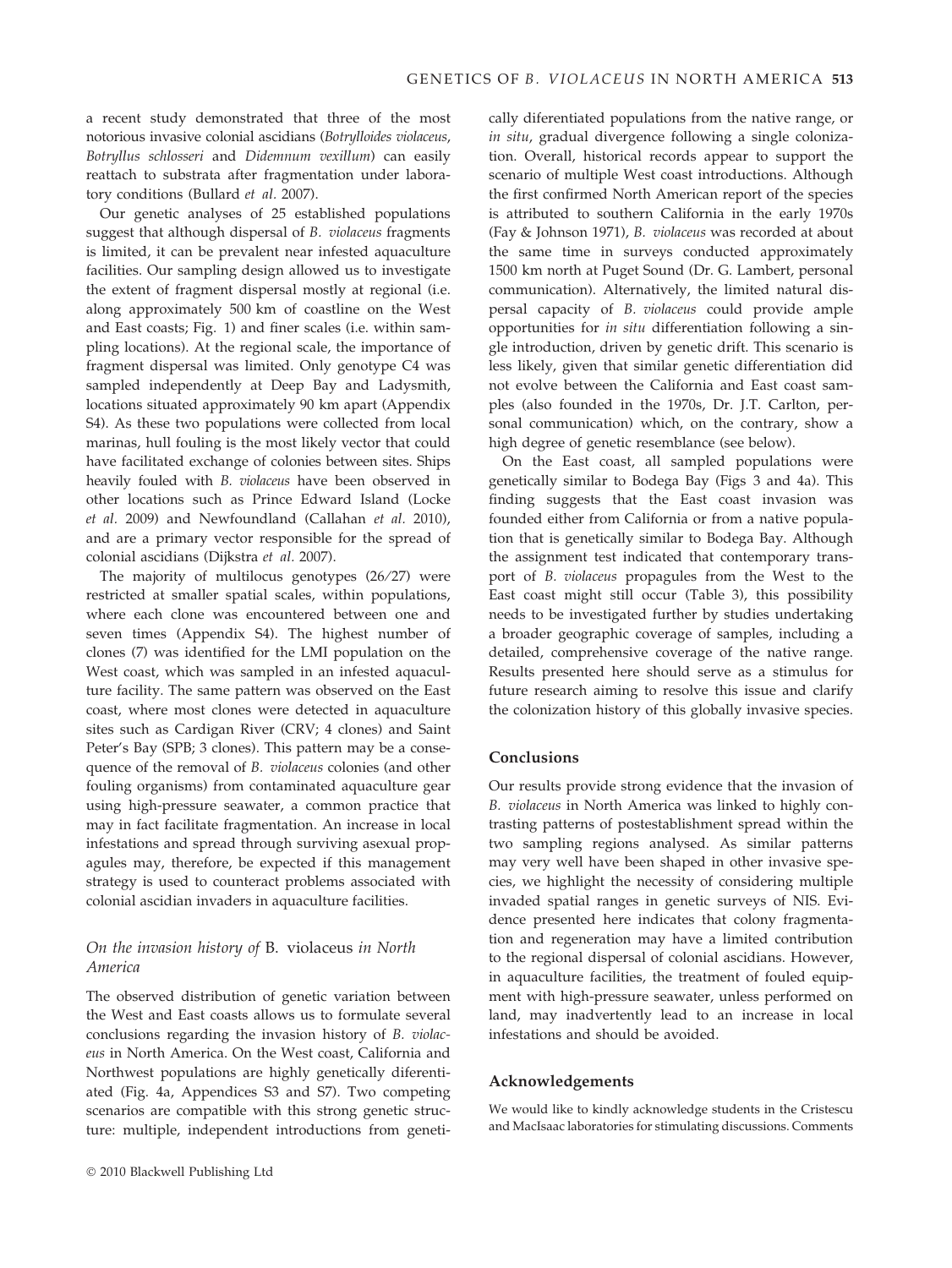a recent study demonstrated that three of the most notorious invasive colonial ascidians (*Botrylloides violaceus*, *Botryllus schlosseri* and *Didemnum vexillum*) can easily reattach to substrata after fragmentation under laboratory conditions (Bullard *et al.* 2007).

Our genetic analyses of 25 established populations suggest that although dispersal of *B. violaceus* fragments is limited, it can be prevalent near infested aquaculture facilities. Our sampling design allowed us to investigate the extent of fragment dispersal mostly at regional (i.e. along approximately 500 km of coastline on the West and East coasts; Fig. 1) and finer scales (i.e. within sampling locations). At the regional scale, the importance of fragment dispersal was limited. Only genotype C4 was sampled independently at Deep Bay and Ladysmith, locations situated approximately 90 km apart (Appendix S4). As these two populations were collected from local marinas, hull fouling is the most likely vector that could have facilitated exchange of colonies between sites. Ships heavily fouled with *B. violaceus* have been observed in other locations such as Prince Edward Island (Locke *et al.* 2009) and Newfoundland (Callahan *et al.* 2010), and are a primary vector responsible for the spread of colonial ascidians (Dijkstra *et al.* 2007).

The majority of multilocus genotypes (26/27) were restricted at smaller spatial scales, within populations, where each clone was encountered between one and seven times (Appendix S4). The highest number of clones (7) was identified for the LMI population on the West coast, which was sampled in an infested aquaculture facility. The same pattern was observed on the East coast, where most clones were detected in aquaculture sites such as Cardigan River (CRV; 4 clones) and Saint Peter's Bay (SPB; 3 clones). This pattern may be a consequence of the removal of *B. violaceus* colonies (and other fouling organisms) from contaminated aquaculture gear using high-pressure seawater, a common practice that may in fact facilitate fragmentation. An increase in local infestations and spread through surviving asexual propagules may, therefore, be expected if this management strategy is used to counteract problems associated with colonial ascidian invaders in aquaculture facilities.

### *On the invasion history of* B. violaceus *in North America*

The observed distribution of genetic variation between the West and East coasts allows us to formulate several conclusions regarding the invasion history of *B. violaceus* in North America. On the West coast, California and Northwest populations are highly genetically diferentiated (Fig. 4a, Appendices S3 and S7). Two competing scenarios are compatible with this strong genetic structure: multiple, independent introductions from genetically diferentiated populations from the native range, or *in situ*, gradual divergence following a single colonization. Overall, historical records appear to support the scenario of multiple West coast introductions. Although the first confirmed North American report of the species is attributed to southern California in the early 1970s (Fay & Johnson 1971), *B. violaceus* was recorded at about the same time in surveys conducted approximately 1500 km north at Puget Sound (Dr. G. Lambert, personal communication). Alternatively, the limited natural dispersal capacity of *B. violaceus* could provide ample opportunities for *in situ* differentiation following a single introduction, driven by genetic drift. This scenario is less likely, given that similar genetic differentiation did not evolve between the California and East coast samples (also founded in the 1970s, Dr. J.T. Carlton, personal communication) which, on the contrary, show a high degree of genetic resemblance (see below).

On the East coast, all sampled populations were genetically similar to Bodega Bay (Figs 3 and 4a). This finding suggests that the East coast invasion was founded either from California or from a native population that is genetically similar to Bodega Bay. Although the assignment test indicated that contemporary transport of *B. violaceus* propagules from the West to the East coast might still occur (Table 3), this possibility needs to be investigated further by studies undertaking a broader geographic coverage of samples, including a detailed, comprehensive coverage of the native range. Results presented here should serve as a stimulus for future research aiming to resolve this issue and clarify the colonization history of this globally invasive species.

## Conclusions

Our results provide strong evidence that the invasion of *B. violaceus* in North America was linked to highly contrasting patterns of postestablishment spread within the two sampling regions analysed. As similar patterns may very well have been shaped in other invasive species, we highlight the necessity of considering multiple invaded spatial ranges in genetic surveys of NIS. Evidence presented here indicates that colony fragmentation and regeneration may have a limited contribution to the regional dispersal of colonial ascidians. However, in aquaculture facilities, the treatment of fouled equipment with high-pressure seawater, unless performed on land, may inadvertently lead to an increase in local infestations and should be avoided.

## Acknowledgements

We would like to kindly acknowledge students in the Cristescu and MacIsaac laboratories for stimulating discussions. Comments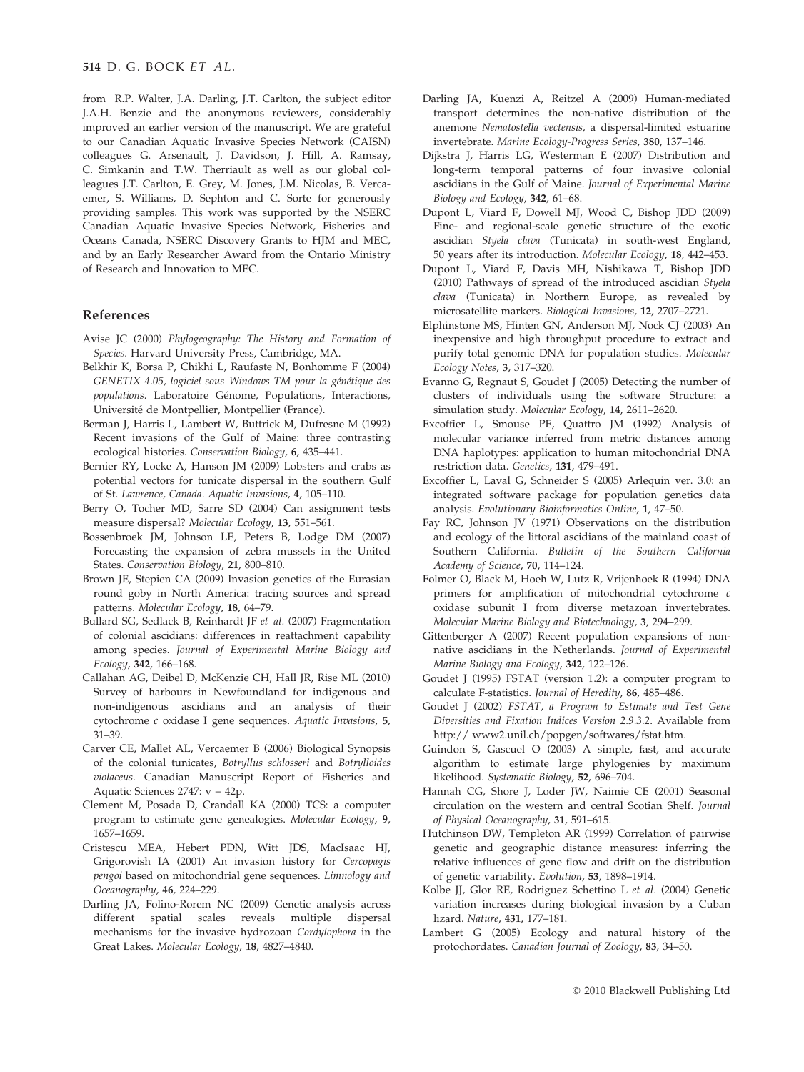from R.P. Walter, J.A. Darling, J.T. Carlton, the subject editor J.A.H. Benzie and the anonymous reviewers, considerably improved an earlier version of the manuscript. We are grateful to our Canadian Aquatic Invasive Species Network (CAISN) colleagues G. Arsenault, J. Davidson, J. Hill, A. Ramsay, C. Simkanin and T.W. Therriault as well as our global colleagues J.T. Carlton, E. Grey, M. Jones, J.M. Nicolas, B. Vercaemer, S. Williams, D. Sephton and C. Sorte for generously providing samples. This work was supported by the NSERC Canadian Aquatic Invasive Species Network, Fisheries and Oceans Canada, NSERC Discovery Grants to HJM and MEC, and by an Early Researcher Award from the Ontario Ministry of Research and Innovation to MEC.

## References

Avise JC (2000) *Phylogeography: The History and Formation of Species*. Harvard University Press, Cambridge, MA.

Belkhir K, Borsa P, Chikhi L, Raufaste N, Bonhomme F (2004) *GENETIX 4.05, logiciel sous Windows TM pour la génétique des populations*. Laboratoire Génome, Populations, Interactions, Université de Montpellier, Montpellier (France).

Berman J, Harris L, Lambert W, Buttrick M, Dufresne M (1992) Recent invasions of the Gulf of Maine: three contrasting ecological histories. *Conservation Biology*, **6**, 435–441.

Bernier RY, Locke A, Hanson JM (2009) Lobsters and crabs as potential vectors for tunicate dispersal in the southern Gulf of St. *Lawrence, Canada. Aquatic Invasions*, **4**, 105–110.

Berry O, Tocher MD, Sarre SD (2004) Can assignment tests measure dispersal? *Molecular Ecology*, **13**, 551–561.

Bossenbroek JM, Johnson LE, Peters B, Lodge DM (2007) Forecasting the expansion of zebra mussels in the United States. *Conservation Biology*, **21**, 800–810.

Brown JE, Stepien CA (2009) Invasion genetics of the Eurasian round goby in North America: tracing sources and spread patterns. *Molecular Ecology*, **18**, 64–79.

Bullard SG, Sedlack B, Reinhardt JF *et al.* (2007) Fragmentation of colonial ascidians: differences in reattachment capability among species. *Journal of Experimental Marine Biology and Ecology*, **342**, 166–168.

Callahan AG, Deibel D, McKenzie CH, Hall JR, Rise ML (2010) Survey of harbours in Newfoundland for indigenous and non-indigenous ascidians and an analysis of their cytochrome *c* oxidase I gene sequences. *Aquatic Invasions*, **5**, 31–39.

Carver CE, Mallet AL, Vercaemer B (2006) Biological Synopsis of the colonial tunicates, *Botryllus schlosseri* and *Botrylloides violaceus*. Canadian Manuscript Report of Fisheries and Aquatic Sciences 2747: v + 42p.

Clement M, Posada D, Crandall KA (2000) TCS: a computer program to estimate gene genealogies. *Molecular Ecology*, **9**, 1657–1659.

Cristescu MEA, Hebert PDN, Witt JDS, MacIsaac HJ, Grigorovish IA (2001) An invasion history for *Cercopagis pengoi* based on mitochondrial gene sequences. *Limnology and Oceanography*, **46**, 224–229.

Darling JA, Folino-Rorem NC (2009) Genetic analysis across different spatial scales reveals multiple dispersal mechanisms for the invasive hydrozoan *Cordylophora* in the Great Lakes. *Molecular Ecology*, **18**, 4827–4840.

Darling JA, Kuenzi A, Reitzel A (2009) Human-mediated transport determines the non-native distribution of the anemone *Nematostella vectensis*, a dispersal-limited estuarine invertebrate. *Marine Ecology-Progress Series*, **380**, 137–146.

Dijkstra J, Harris LG, Westerman E (2007) Distribution and long-term temporal patterns of four invasive colonial ascidians in the Gulf of Maine. *Journal of Experimental Marine Biology and Ecology*, **342**, 61–68.

Dupont L, Viard F, Dowell MJ, Wood C, Bishop JDD (2009) Fine- and regional-scale genetic structure of the exotic ascidian *Styela clava* (Tunicata) in south-west England, 50 years after its introduction. *Molecular Ecology*, **18**, 442–453.

Dupont L, Viard F, Davis MH, Nishikawa T, Bishop JDD (2010) Pathways of spread of the introduced ascidian *Styela clava* (Tunicata) in Northern Europe, as revealed by microsatellite markers. *Biological Invasions*, **12**, 2707–2721.

Elphinstone MS, Hinten GN, Anderson MJ, Nock CJ (2003) An inexpensive and high throughput procedure to extract and purify total genomic DNA for population studies. *Molecular Ecology Notes*, **3**, 317–320.

Evanno G, Regnaut S, Goudet J (2005) Detecting the number of clusters of individuals using the software Structure: a simulation study. *Molecular Ecology*, **14**, 2611–2620.

Excoffier L, Smouse PE, Quattro JM (1992) Analysis of molecular variance inferred from metric distances among DNA haplotypes: application to human mitochondrial DNA restriction data. *Genetics*, **131**, 479–491.

Excoffier L, Laval G, Schneider S (2005) Arlequin ver. 3.0: an integrated software package for population genetics data analysis. *Evolutionary Bioinformatics Online*, **1**, 47–50.

Fay RC, Johnson JV (1971) Observations on the distribution and ecology of the littoral ascidians of the mainland coast of Southern California. *Bulletin of the Southern California Academy of Science*, **70**, 114–124.

Folmer O, Black M, Hoeh W, Lutz R, Vrijenhoek R (1994) DNA primers for amplification of mitochondrial cytochrome *c* oxidase subunit I from diverse metazoan invertebrates. *Molecular Marine Biology and Biotechnology*, **3**, 294–299.

Gittenberger A (2007) Recent population expansions of non-native ascidians in the Netherlands. *Journal of Experimental Marine Biology and Ecology*, **342**, 122–126.

Goudet J (1995) FSTAT (version 1.2): a computer program to calculate F-statistics. *Journal of Heredity*, **86**, 485–486.

Goudet J (2002) *FSTAT, a Program to Estimate and Test Gene Diversities and Fixation Indices Version 2.9.3.2*. Available from http:// www2.unil.ch/popgen/softwares/fstat.htm.

Guindon S, Gascuel O (2003) A simple, fast, and accurate algorithm to estimate large phylogenies by maximum likelihood. *Systematic Biology*, **52**, 696–704.

Hannah CG, Shore J, Loder JW, Naimie CE (2001) Seasonal circulation on the western and central Scotian Shelf. *Journal of Physical Oceanography*, **31**, 591–615.

Hutchinson DW, Templeton AR (1999) Correlation of pairwise genetic and geographic distance measures: inferring the relative influences of gene flow and drift on the distribution of genetic variability. *Evolution*, **53**, 1898–1914.

Kolbe JJ, Glor RE, Rodriguez Schettino L *et al.* (2004) Genetic variation increases during biological invasion by a Cuban lizard. *Nature*, **431**, 177–181.

Lambert G (2005) Ecology and natural history of the protochordates. *Canadian Journal of Zoology*, **83**, 34–50.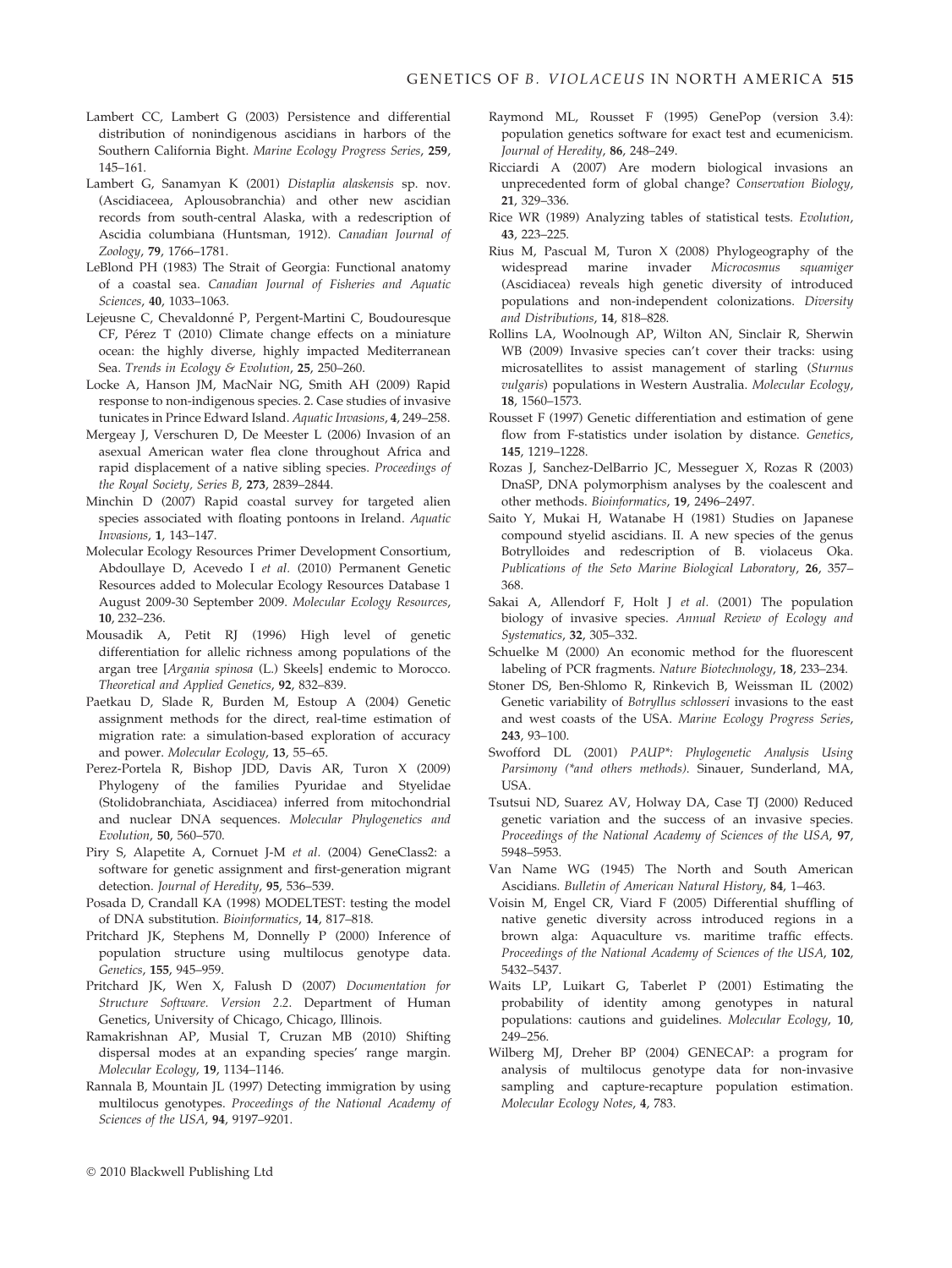Lambert CC, Lambert G (2003) Persistence and differential distribution of nonindigenous ascidians in harbors of the Southern California Bight. *Marine Ecology Progress Series*, **259**, 145–161.

Lambert G, Sanamyan K (2001) *Distaplia alaskensis* sp. nov. (Ascidiaceea, Aplousobranchia) and other new ascidian records from south-central Alaska, with a redescription of Ascidia columbiana (Huntsman, 1912). *Canadian Journal of Zoology*, **79**, 1766–1781.

LeBlond PH (1983) The Strait of Georgia: Functional anatomy of a coastal sea. *Canadian Journal of Fisheries and Aquatic Sciences*, **40**, 1033–1063.

Lejeusne C, Chevaldonné P, Pergent-Martini C, Boudouresque CF, Pérez T (2010) Climate change effects on a miniature ocean: the highly diverse, highly impacted Mediterranean Sea. *Trends in Ecology & Evolution*, **25**, 250–260.

Locke A, Hanson JM, MacNair NG, Smith AH (2009) Rapid response to non-indigenous species. 2. Case studies of invasive tunicates in Prince Edward Island. *Aquatic Invasions*, **4**, 249–258.

Mergeay J, Verschuren D, De Meester L (2006) Invasion of an asexual American water flea clone throughout Africa and rapid displacement of a native sibling species. *Proceedings of the Royal Society, Series B*, **273**, 2839–2844.

Minchin D (2007) Rapid coastal survey for targeted alien species associated with floating pontoons in Ireland. *Aquatic Invasions*, **1**, 143–147.

Molecular Ecology Resources Primer Development Consortium, Abdoullaye D, Acevedo I *et al.* (2010) Permanent Genetic Resources added to Molecular Ecology Resources Database 1 August 2009-30 September 2009. *Molecular Ecology Resources*, **10**, 232–236.

Mousadik A, Petit RJ (1996) High level of genetic differentiation for allelic richness among populations of the argan tree [*Argania spinosa* (L.) Skeels] endemic to Morocco. *Theoretical and Applied Genetics*, **92**, 832–839.

Paetkau D, Slade R, Burden M, Estoup A (2004) Genetic assignment methods for the direct, real-time estimation of migration rate: a simulation-based exploration of accuracy and power. *Molecular Ecology*, **13**, 55–65.

Perez-Portela R, Bishop JDD, Davis AR, Turon X (2009) Phylogeny of the families Pyuridae and Styelidae (Stolidobranchiata, Ascidiacea) inferred from mitochondrial and nuclear DNA sequences. *Molecular Phylogenetics and Evolution*, **50**, 560–570.

Piry S, Alapetite A, Cornuet J-M *et al.* (2004) GeneClass2: a software for genetic assignment and first-generation migrant detection. *Journal of Heredity*, **95**, 536–539.

Posada D, Crandall KA (1998) MODELTEST: testing the model of DNA substitution. *Bioinformatics*, **14**, 817–818.

Pritchard JK, Stephens M, Donnelly P (2000) Inference of population structure using multilocus genotype data. *Genetics*, **155**, 945–959.

Pritchard JK, Wen X, Falush D (2007) *Documentation for Structure Software. Version 2.2*. Department of Human Genetics, University of Chicago, Chicago, Illinois.

Ramakrishnan AP, Musial T, Cruzan MB (2010) Shifting dispersal modes at an expanding species' range margin. *Molecular Ecology*, **19**, 1134–1146.

Rannala B, Mountain JL (1997) Detecting immigration by using multilocus genotypes. *Proceedings of the National Academy of Sciences of the USA*, **94**, 9197–9201.

Raymond ML, Rousset F (1995) GenePop (version 3.4): population genetics software for exact test and ecumenicism. *Journal of Heredity*, **86**, 248–249.

Ricciardi A (2007) Are modern biological invasions an unprecedented form of global change? *Conservation Biology*, **21**, 329–336.

Rice WR (1989) Analyzing tables of statistical tests. *Evolution*, **43**, 223–225.

Rius M, Pascual M, Turon X (2008) Phylogeography of the widespread marine invader *Microcosmus squamiger* (Ascidiacea) reveals high genetic diversity of introduced populations and non-independent colonizations. *Diversity and Distributions*, **14**, 818–828.

Rollins LA, Woolnough AP, Wilton AN, Sinclair R, Sherwin WB (2009) Invasive species can't cover their tracks: using microsatellites to assist management of starling (*Sturnus vulgaris*) populations in Western Australia. *Molecular Ecology*, **18**, 1560–1573.

Rousset F (1997) Genetic differentiation and estimation of gene flow from F-statistics under isolation by distance. *Genetics*, **145**, 1219–1228.

Rozas J, Sanchez-DelBarrio JC, Messeguer X, Rozas R (2003) DnaSP, DNA polymorphism analyses by the coalescent and other methods. *Bioinformatics*, **19**, 2496–2497.

Saito Y, Mukai H, Watanabe H (1981) Studies on Japanese compound styelid ascidians. II. A new species of the genus Botrylloides and redescription of B. violaceus Oka. *Publications of the Seto Marine Biological Laboratory*, **26**, 357–368.

Sakai A, Allendorf F, Holt J *et al.* (2001) The population biology of invasive species. *Annual Review of Ecology and Systematics*, **32**, 305–332.

Schuelke M (2000) An economic method for the fluorescent labeling of PCR fragments. *Nature Biotechnology*, **18**, 233–234.

Stoner DS, Ben-Shlomo R, Rinkevich B, Weissman IL (2002) Genetic variability of *Botryllus schlosseri* invasions to the east and west coasts of the USA. *Marine Ecology Progress Series*, **243**, 93–100.

Swofford DL (2001) *PAUP\*: Phylogenetic Analysis Using Parsimony (\*and others methods)*. Sinauer, Sunderland, MA, USA.

Tsutsui ND, Suarez AV, Holway DA, Case TJ (2000) Reduced genetic variation and the success of an invasive species. *Proceedings of the National Academy of Sciences of the USA*, **97**, 5948–5953.

Van Name WG (1945) The North and South American Ascidians. *Bulletin of American Natural History*, **84**, 1–463.

Voisin M, Engel CR, Viard F (2005) Differential shuffling of native genetic diversity across introduced regions in a brown alga: Aquaculture vs. maritime traffic effects. *Proceedings of the National Academy of Sciences of the USA*, **102**, 5432–5437.

Waits LP, Luikart G, Taberlet P (2001) Estimating the probability of identity among genotypes in natural populations: cautions and guidelines. *Molecular Ecology*, **10**, 249–256.

Wilberg MJ, Dreher BP (2004) GENECAP: a program for analysis of multilocus genotype data for non-invasive sampling and capture-recapture population estimation. *Molecular Ecology Notes*, **4**, 783.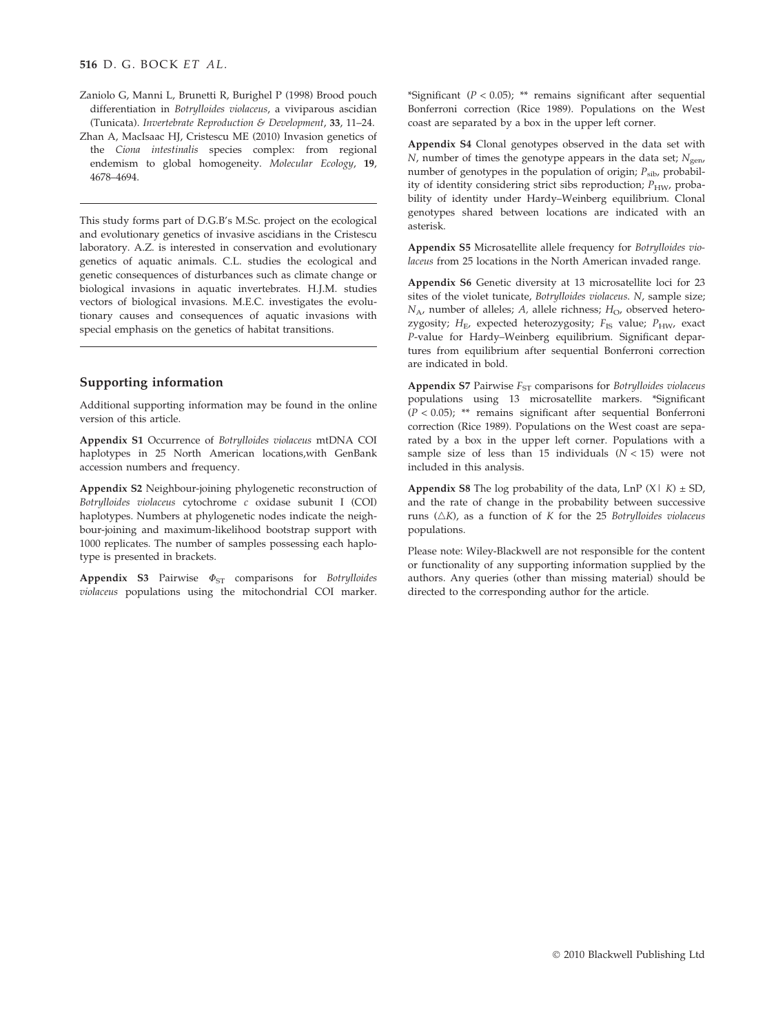Zaniolo G, Manni L, Brunetti R, Burighel P (1998) Brood pouch differentiation in *Botrylloides violaceus*, a viviparous ascidian (Tunicata). *Invertebrate Reproduction & Development*, **33**, 11–24.

Zhan A, MacIsaac HJ, Cristescu ME (2010) Invasion genetics of the *Ciona intestinalis* species complex: from regional endemism to global homogeneity. *Molecular Ecology*, **19**, 4678–4694.

---

This study forms part of D.G.B's M.Sc. project on the ecological and evolutionary genetics of invasive ascidians in the Cristescu laboratory. A.Z. is interested in conservation and evolutionary genetics of aquatic animals. C.L. studies the ecological and genetic consequences of disturbances such as climate change or biological invasions in aquatic invertebrates. H.J.M. studies vectors of biological invasions. M.E.C. investigates the evolutionary causes and consequences of aquatic invasions with special emphasis on the genetics of habitat transitions.

---

## Supporting information

Additional supporting information may be found in the online version of this article.

**Appendix S1** Occurrence of *Botrylloides violaceus* mtDNA COI haplotypes in 25 North American locations,with GenBank accession numbers and frequency.

**Appendix S2** Neighbour-joining phylogenetic reconstruction of *Botrylloides violaceus* cytochrome *c* oxidase subunit I (COI) haplotypes. Numbers at phylogenetic nodes indicate the neighbour-joining and maximum-likelihood bootstrap support with 1000 replicates. The number of samples possessing each haplotype is presented in brackets.

**Appendix S3** Pairwise $\Phi_{ST}$ comparisons for *Botrylloides violaceus* populations using the mitochondrial COI marker. *Significant ($P < 0.05$); ** remains significant after sequential Bonferroni correction (Rice 1989). Populations on the West coast are separated by a box in the upper left corner.

**Appendix S4** Clonal genotypes observed in the data set with *N*, number of times the genotype appears in the data set; $N_{gen}$, number of genotypes in the population of origin; $P_{sib}$, probability of identity considering strict sibs reproduction; $P_{HW}$, probability of identity under Hardy–Weinberg equilibrium. Clonal genotypes shared between locations are indicated with an asterisk.

**Appendix S5** Microsatellite allele frequency for *Botrylloides violaceus* from 25 locations in the North American invaded range.

**Appendix S6** Genetic diversity at 13 microsatellite loci for 23 sites of the violet tunicate, *Botrylloides violaceus*. *N*, sample size; $N_A$, number of alleles; *A*, allele richness; $H_O$, observed heterozygosity; $H_E$, expected heterozygosity; $F_{IS}$ value; $P_{HW}$, exact *P*-value for Hardy–Weinberg equilibrium. Significant departures from equilibrium after sequential Bonferroni correction are indicated in bold.

**Appendix S7** Pairwise $F_{ST}$ comparisons for *Botrylloides violaceus* populations using 13 microsatellite markers. *Significant ($P < 0.05$); ** remains significant after sequential Bonferroni correction (Rice 1989). Populations on the West coast are separated by a box in the upper left corner. Populations with a sample size of less than 15 individuals ($N < 15$) were not included in this analysis.

**Appendix S8** The log probability of the data, LnP $(X \mid K) \pm$ SD, and the rate of change in the probability between successive runs ($\triangle K$), as a function of *K* for the 25 *Botrylloides violaceus* populations.

Please note: Wiley-Blackwell are not responsible for the content or functionality of any supporting information supplied by the authors. Any queries (other than missing material) should be directed to the corresponding author for the article.